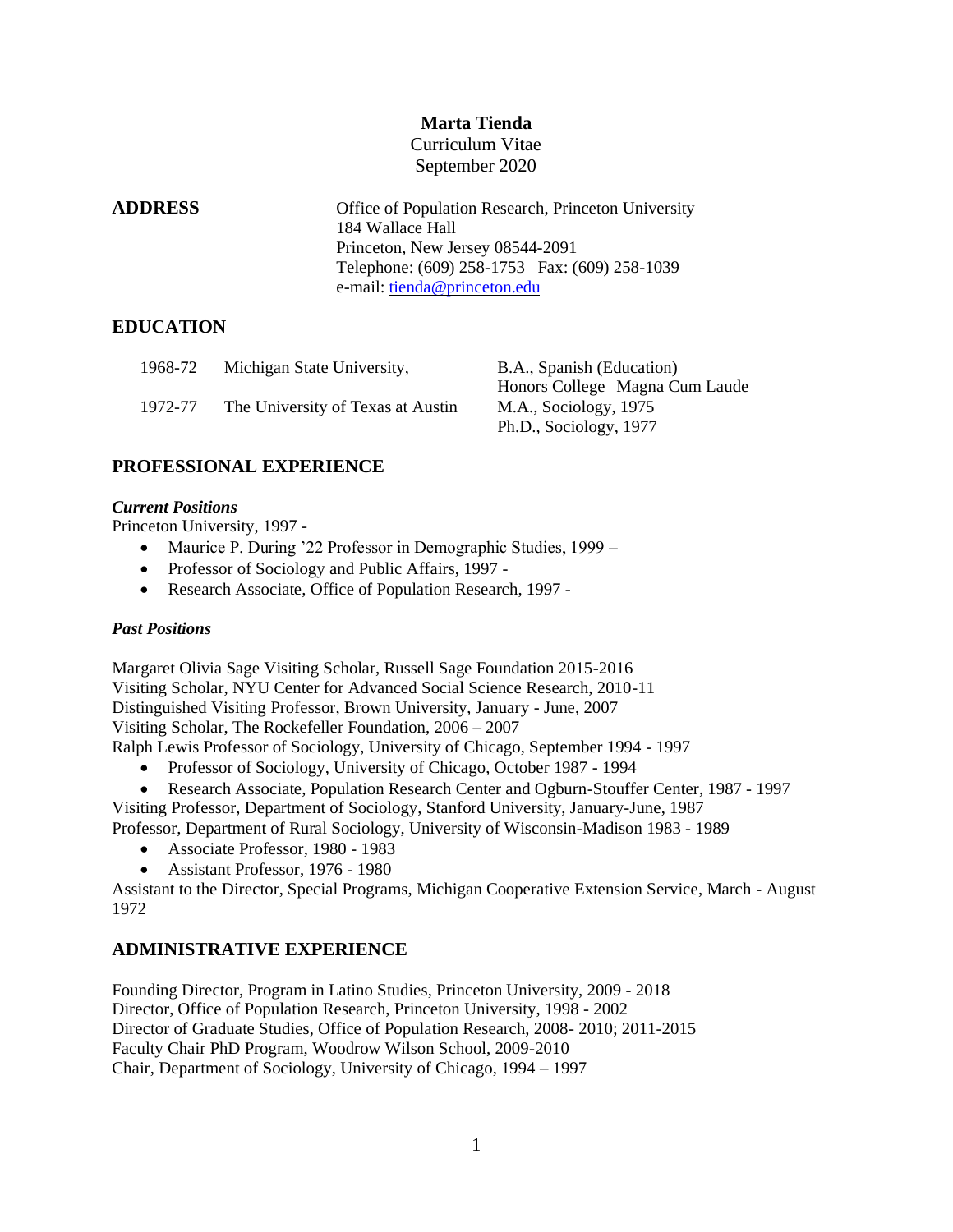# Marta Tienda

Curriculum Vitae
September 2020

**ADDRESS**

Office of Population Research, Princeton University
184 Wallace Hall
Princeton, New Jersey 08544-2091
Telephone: (609) 258-1753 Fax: (609) 258-1039
e-mail: tienda@princeton.edu

## EDUCATION

| | | |
|---|---|---|
| 1968-72 | Michigan State University, | B.A., Spanish (Education)<br>Honors College Magna Cum Laude |
| 1972-77 | The University of Texas at Austin | M.A., Sociology, 1975<br>Ph.D., Sociology, 1977 |

## PROFESSIONAL EXPERIENCE

### *Current Positions*

Princeton University, 1997 -

- Maurice P. During '22 Professor in Demographic Studies, 1999 –
- Professor of Sociology and Public Affairs, 1997 -
- Research Associate, Office of Population Research, 1997 -

### *Past Positions*

Margaret Olivia Sage Visiting Scholar, Russell Sage Foundation 2015-2016
Visiting Scholar, NYU Center for Advanced Social Science Research, 2010-11
Distinguished Visiting Professor, Brown University, January - June, 2007
Visiting Scholar, The Rockefeller Foundation, 2006 – 2007
Ralph Lewis Professor of Sociology, University of Chicago, September 1994 - 1997

- Professor of Sociology, University of Chicago, October 1987 - 1994
- Research Associate, Population Research Center and Ogburn-Stouffer Center, 1987 - 1997

Visiting Professor, Department of Sociology, Stanford University, January-June, 1987
Professor, Department of Rural Sociology, University of Wisconsin-Madison 1983 - 1989

- Associate Professor, 1980 - 1983
- Assistant Professor, 1976 - 1980

Assistant to the Director, Special Programs, Michigan Cooperative Extension Service, March - August 1972

## ADMINISTRATIVE EXPERIENCE

Founding Director, Program in Latino Studies, Princeton University, 2009 - 2018
Director, Office of Population Research, Princeton University, 1998 - 2002
Director of Graduate Studies, Office of Population Research, 2008- 2010; 2011-2015
Faculty Chair PhD Program, Woodrow Wilson School, 2009-2010
Chair, Department of Sociology, University of Chicago, 1994 – 1997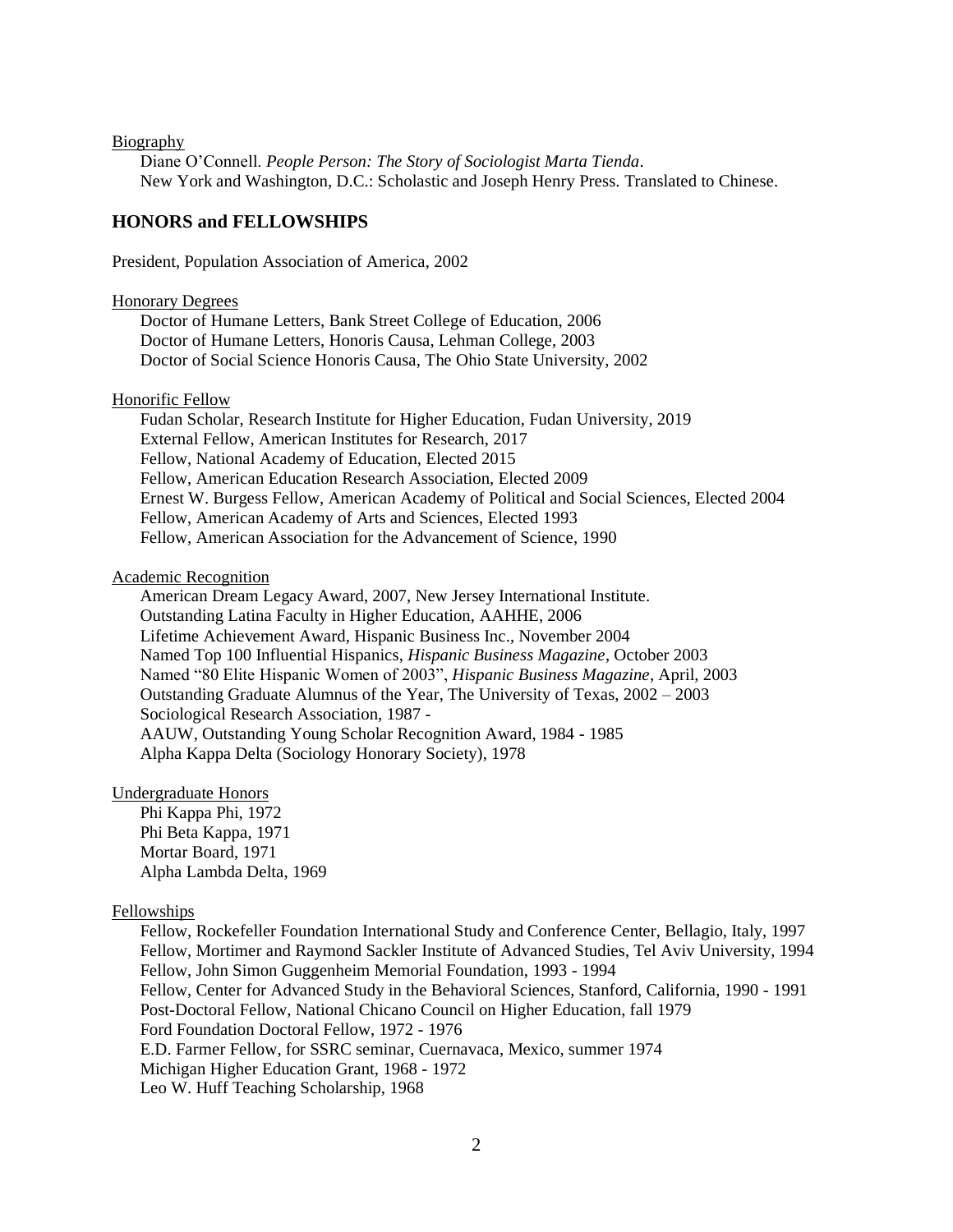Biography

Diane O'Connell. *People Person: The Story of Sociologist Marta Tienda*. New York and Washington, D.C.: Scholastic and Joseph Henry Press. Translated to Chinese.

## HONORS and FELLOWSHIPS

President, Population Association of America, 2002

Honorary Degrees

Doctor of Humane Letters, Bank Street College of Education, 2006
Doctor of Humane Letters, Honoris Causa, Lehman College, 2003
Doctor of Social Science Honoris Causa, The Ohio State University, 2002

Honorific Fellow

Fudan Scholar, Research Institute for Higher Education, Fudan University, 2019
External Fellow, American Institutes for Research, 2017
Fellow, National Academy of Education, Elected 2015
Fellow, American Education Research Association, Elected 2009
Ernest W. Burgess Fellow, American Academy of Political and Social Sciences, Elected 2004
Fellow, American Academy of Arts and Sciences, Elected 1993
Fellow, American Association for the Advancement of Science, 1990

Academic Recognition

American Dream Legacy Award, 2007, New Jersey International Institute.
Outstanding Latina Faculty in Higher Education, AAHHE, 2006
Lifetime Achievement Award, Hispanic Business Inc., November 2004
Named Top 100 Influential Hispanics, *Hispanic Business Magazine*, October 2003
Named "80 Elite Hispanic Women of 2003", *Hispanic Business Magazine*, April, 2003
Outstanding Graduate Alumnus of the Year, The University of Texas, 2002 – 2003
Sociological Research Association, 1987 -
AAUW, Outstanding Young Scholar Recognition Award, 1984 - 1985
Alpha Kappa Delta (Sociology Honorary Society), 1978

Undergraduate Honors

Phi Kappa Phi, 1972
Phi Beta Kappa, 1971
Mortar Board, 1971
Alpha Lambda Delta, 1969

Fellowships

Fellow, Rockefeller Foundation International Study and Conference Center, Bellagio, Italy, 1997
Fellow, Mortimer and Raymond Sackler Institute of Advanced Studies, Tel Aviv University, 1994
Fellow, John Simon Guggenheim Memorial Foundation, 1993 - 1994
Fellow, Center for Advanced Study in the Behavioral Sciences, Stanford, California, 1990 - 1991
Post-Doctoral Fellow, National Chicano Council on Higher Education, fall 1979
Ford Foundation Doctoral Fellow, 1972 - 1976
E.D. Farmer Fellow, for SSRC seminar, Cuernavaca, Mexico, summer 1974
Michigan Higher Education Grant, 1968 - 1972
Leo W. Huff Teaching Scholarship, 1968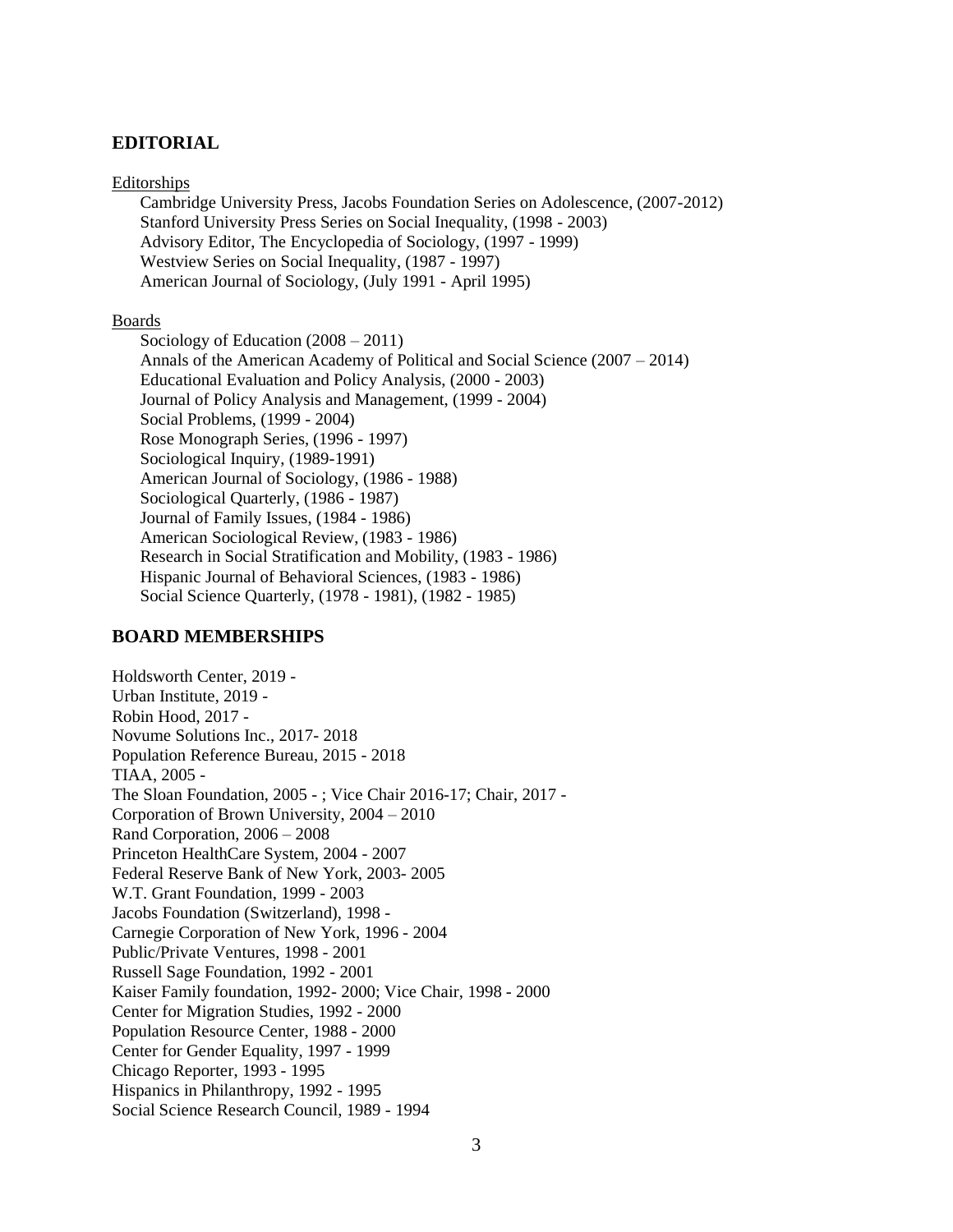## EDITORIAL

Editorships

- Cambridge University Press, Jacobs Foundation Series on Adolescence, (2007-2012)
- Stanford University Press Series on Social Inequality, (1998 - 2003)
- Advisory Editor, The Encyclopedia of Sociology, (1997 - 1999)
- Westview Series on Social Inequality, (1987 - 1997)
- American Journal of Sociology, (July 1991 - April 1995)

Boards

- Sociology of Education (2008 – 2011)
- Annals of the American Academy of Political and Social Science (2007 – 2014)
- Educational Evaluation and Policy Analysis, (2000 - 2003)
- Journal of Policy Analysis and Management, (1999 - 2004)
- Social Problems, (1999 - 2004)
- Rose Monograph Series, (1996 - 1997)
- Sociological Inquiry, (1989-1991)
- American Journal of Sociology, (1986 - 1988)
- Sociological Quarterly, (1986 - 1987)
- Journal of Family Issues, (1984 - 1986)
- American Sociological Review, (1983 - 1986)
- Research in Social Stratification and Mobility, (1983 - 1986)
- Hispanic Journal of Behavioral Sciences, (1983 - 1986)
- Social Science Quarterly, (1978 - 1981), (1982 - 1985)

## BOARD MEMBERSHIPS

Holdsworth Center, 2019 -
Urban Institute, 2019 -
Robin Hood, 2017 -
Novume Solutions Inc., 2017- 2018
Population Reference Bureau, 2015 - 2018
TIAA, 2005 -
The Sloan Foundation, 2005 - ; Vice Chair 2016-17; Chair, 2017 -
Corporation of Brown University, 2004 – 2010
Rand Corporation, 2006 – 2008
Princeton HealthCare System, 2004 - 2007
Federal Reserve Bank of New York, 2003- 2005
W.T. Grant Foundation, 1999 - 2003
Jacobs Foundation (Switzerland), 1998 -
Carnegie Corporation of New York, 1996 - 2004
Public/Private Ventures, 1998 - 2001
Russell Sage Foundation, 1992 - 2001
Kaiser Family foundation, 1992- 2000; Vice Chair, 1998 - 2000
Center for Migration Studies, 1992 - 2000
Population Resource Center, 1988 - 2000
Center for Gender Equality, 1997 - 1999
Chicago Reporter, 1993 - 1995
Hispanics in Philanthropy, 1992 - 1995
Social Science Research Council, 1989 - 1994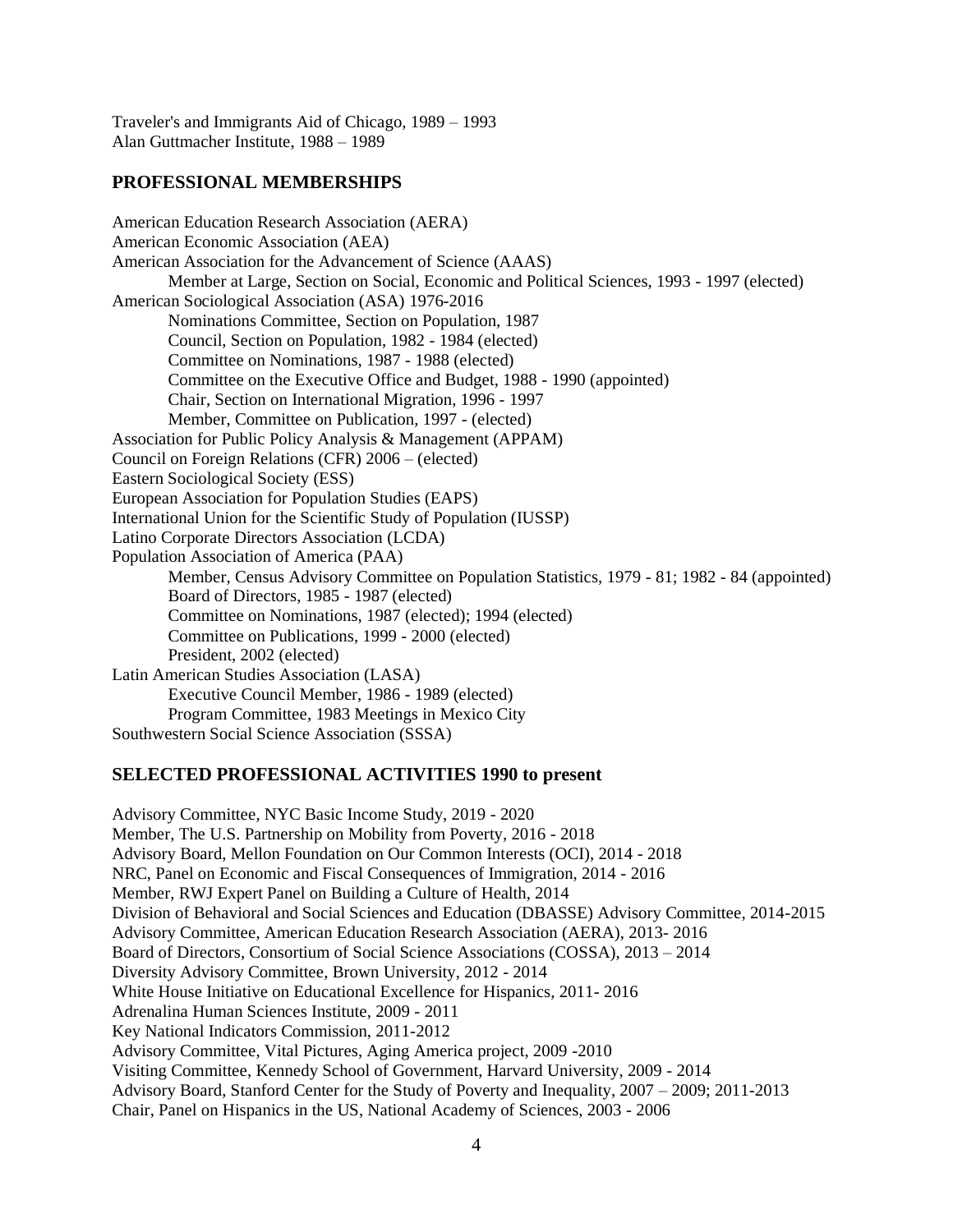Traveler's and Immigrants Aid of Chicago, 1989 – 1993
Alan Guttmacher Institute, 1988 – 1989

## PROFESSIONAL MEMBERSHIPS

American Education Research Association (AERA)
American Economic Association (AEA)
American Association for the Advancement of Science (AAAS)
- Member at Large, Section on Social, Economic and Political Sciences, 1993 - 1997 (elected)

American Sociological Association (ASA) 1976-2016
- Nominations Committee, Section on Population, 1987
- Council, Section on Population, 1982 - 1984 (elected)
- Committee on Nominations, 1987 - 1988 (elected)
- Committee on the Executive Office and Budget, 1988 - 1990 (appointed)
- Chair, Section on International Migration, 1996 - 1997
- Member, Committee on Publication, 1997 - (elected)

Association for Public Policy Analysis & Management (APPAM)
Council on Foreign Relations (CFR) 2006 – (elected)
Eastern Sociological Society (ESS)
European Association for Population Studies (EAPS)
International Union for the Scientific Study of Population (IUSSP)
Latino Corporate Directors Association (LCDA)
Population Association of America (PAA)
- Member, Census Advisory Committee on Population Statistics, 1979 - 81; 1982 - 84 (appointed)
- Board of Directors, 1985 - 1987 (elected)
- Committee on Nominations, 1987 (elected); 1994 (elected)
- Committee on Publications, 1999 - 2000 (elected)
- President, 2002 (elected)

Latin American Studies Association (LASA)
- Executive Council Member, 1986 - 1989 (elected)
- Program Committee, 1983 Meetings in Mexico City

Southwestern Social Science Association (SSSA)

## SELECTED PROFESSIONAL ACTIVITIES 1990 to present

Advisory Committee, NYC Basic Income Study, 2019 - 2020
Member, The U.S. Partnership on Mobility from Poverty, 2016 - 2018
Advisory Board, Mellon Foundation on Our Common Interests (OCI), 2014 - 2018
NRC, Panel on Economic and Fiscal Consequences of Immigration, 2014 - 2016
Member, RWJ Expert Panel on Building a Culture of Health, 2014
Division of Behavioral and Social Sciences and Education (DBASSE) Advisory Committee, 2014-2015
Advisory Committee, American Education Research Association (AERA), 2013- 2016
Board of Directors, Consortium of Social Science Associations (COSSA), 2013 – 2014
Diversity Advisory Committee, Brown University, 2012 - 2014
White House Initiative on Educational Excellence for Hispanics, 2011- 2016
Adrenalina Human Sciences Institute, 2009 - 2011
Key National Indicators Commission, 2011-2012
Advisory Committee, Vital Pictures, Aging America project, 2009 -2010
Visiting Committee, Kennedy School of Government, Harvard University, 2009 - 2014
Advisory Board, Stanford Center for the Study of Poverty and Inequality, 2007 – 2009; 2011-2013
Chair, Panel on Hispanics in the US, National Academy of Sciences, 2003 - 2006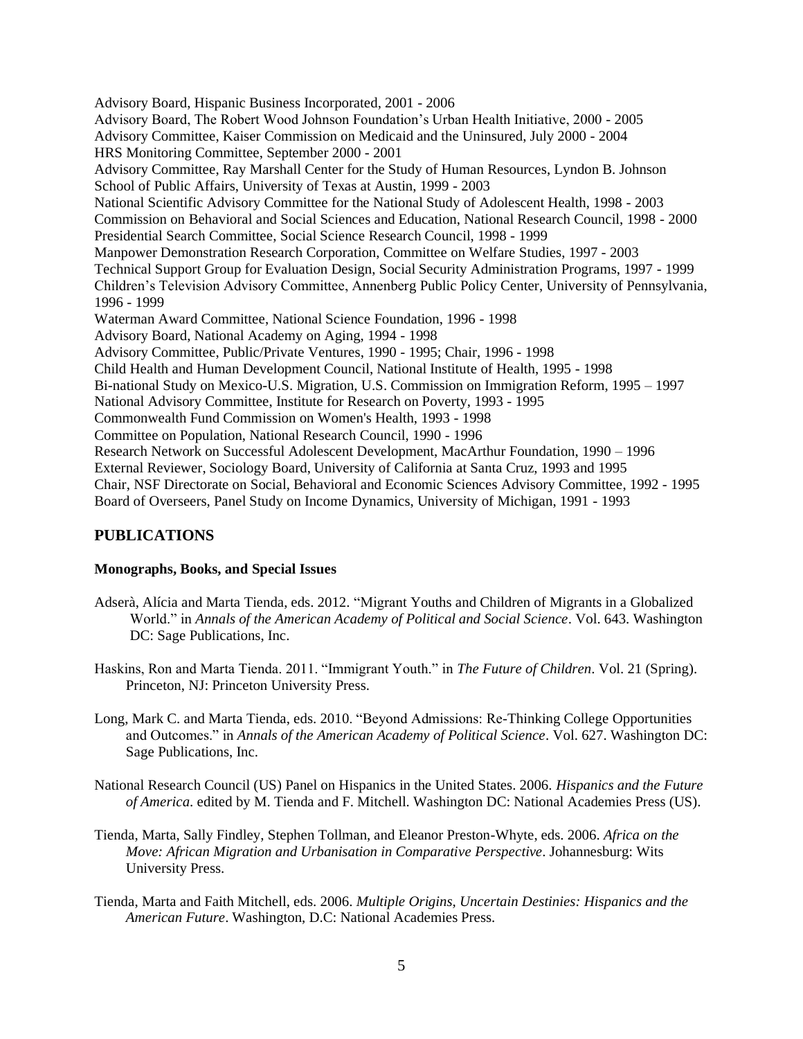Advisory Board, Hispanic Business Incorporated, 2001 - 2006
Advisory Board, The Robert Wood Johnson Foundation's Urban Health Initiative, 2000 - 2005
Advisory Committee, Kaiser Commission on Medicaid and the Uninsured, July 2000 - 2004
HRS Monitoring Committee, September 2000 - 2001
Advisory Committee, Ray Marshall Center for the Study of Human Resources, Lyndon B. Johnson School of Public Affairs, University of Texas at Austin, 1999 - 2003
National Scientific Advisory Committee for the National Study of Adolescent Health, 1998 - 2003
Commission on Behavioral and Social Sciences and Education, National Research Council, 1998 - 2000
Presidential Search Committee, Social Science Research Council, 1998 - 1999
Manpower Demonstration Research Corporation, Committee on Welfare Studies, 1997 - 2003
Technical Support Group for Evaluation Design, Social Security Administration Programs, 1997 - 1999
Children's Television Advisory Committee, Annenberg Public Policy Center, University of Pennsylvania, 1996 - 1999
Waterman Award Committee, National Science Foundation, 1996 - 1998
Advisory Board, National Academy on Aging, 1994 - 1998
Advisory Committee, Public/Private Ventures, 1990 - 1995; Chair, 1996 - 1998
Child Health and Human Development Council, National Institute of Health, 1995 - 1998
Bi-national Study on Mexico-U.S. Migration, U.S. Commission on Immigration Reform, 1995 – 1997
National Advisory Committee, Institute for Research on Poverty, 1993 - 1995
Commonwealth Fund Commission on Women's Health, 1993 - 1998
Committee on Population, National Research Council, 1990 - 1996
Research Network on Successful Adolescent Development, MacArthur Foundation, 1990 – 1996
External Reviewer, Sociology Board, University of California at Santa Cruz, 1993 and 1995
Chair, NSF Directorate on Social, Behavioral and Economic Sciences Advisory Committee, 1992 - 1995
Board of Overseers, Panel Study on Income Dynamics, University of Michigan, 1991 - 1993

## PUBLICATIONS

### Monographs, Books, and Special Issues

Adserà, Alícia and Marta Tienda, eds. 2012. "Migrant Youths and Children of Migrants in a Globalized World." in *Annals of the American Academy of Political and Social Science*. Vol. 643. Washington DC: Sage Publications, Inc.

Haskins, Ron and Marta Tienda. 2011. "Immigrant Youth." in *The Future of Children*. Vol. 21 (Spring). Princeton, NJ: Princeton University Press.

Long, Mark C. and Marta Tienda, eds. 2010. "Beyond Admissions: Re-Thinking College Opportunities and Outcomes." in *Annals of the American Academy of Political Science*. Vol. 627. Washington DC: Sage Publications, Inc.

National Research Council (US) Panel on Hispanics in the United States. 2006. *Hispanics and the Future of America.* edited by M. Tienda and F. Mitchell. Washington DC: National Academies Press (US).

Tienda, Marta, Sally Findley, Stephen Tollman, and Eleanor Preston-Whyte, eds. 2006. *Africa on the Move: African Migration and Urbanisation in Comparative Perspective*. Johannesburg: Wits University Press.

Tienda, Marta and Faith Mitchell, eds. 2006. *Multiple Origins, Uncertain Destinies: Hispanics and the American Future*. Washington, D.C: National Academies Press.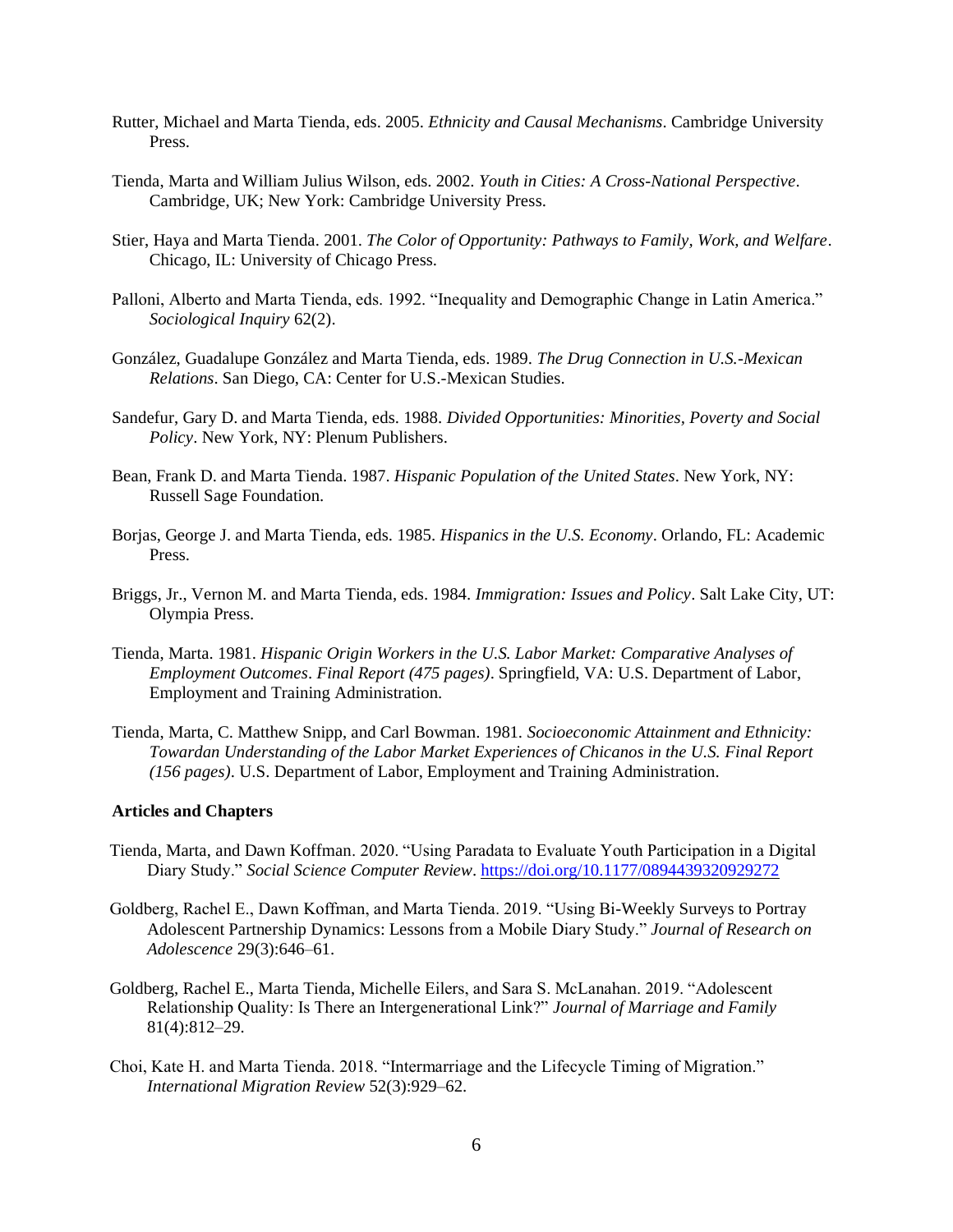Rutter, Michael and Marta Tienda, eds. 2005. *Ethnicity and Causal Mechanisms*. Cambridge University Press.

Tienda, Marta and William Julius Wilson, eds. 2002. *Youth in Cities: A Cross-National Perspective*. Cambridge, UK; New York: Cambridge University Press.

Stier, Haya and Marta Tienda. 2001. *The Color of Opportunity: Pathways to Family, Work, and Welfare*. Chicago, IL: University of Chicago Press.

Palloni, Alberto and Marta Tienda, eds. 1992. "Inequality and Demographic Change in Latin America." *Sociological Inquiry* 62(2).

González, Guadalupe González and Marta Tienda, eds. 1989. *The Drug Connection in U.S.-Mexican Relations*. San Diego, CA: Center for U.S.-Mexican Studies.

Sandefur, Gary D. and Marta Tienda, eds. 1988. *Divided Opportunities: Minorities, Poverty and Social Policy*. New York, NY: Plenum Publishers.

Bean, Frank D. and Marta Tienda. 1987. *Hispanic Population of the United States*. New York, NY: Russell Sage Foundation.

Borjas, George J. and Marta Tienda, eds. 1985. *Hispanics in the U.S. Economy*. Orlando, FL: Academic Press.

Briggs, Jr., Vernon M. and Marta Tienda, eds. 1984. *Immigration: Issues and Policy*. Salt Lake City, UT: Olympia Press.

Tienda, Marta. 1981. *Hispanic Origin Workers in the U.S. Labor Market: Comparative Analyses of Employment Outcomes*. *Final Report (475 pages)*. Springfield, VA: U.S. Department of Labor, Employment and Training Administration.

Tienda, Marta, C. Matthew Snipp, and Carl Bowman. 1981. *Socioeconomic Attainment and Ethnicity: Towardan Understanding of the Labor Market Experiences of Chicanos in the U.S. Final Report (156 pages)*. U.S. Department of Labor, Employment and Training Administration.

**Articles and Chapters**

Tienda, Marta, and Dawn Koffman. 2020. "Using Paradata to Evaluate Youth Participation in a Digital Diary Study." *Social Science Computer Review*. https://doi.org/10.1177/0894439320929272

Goldberg, Rachel E., Dawn Koffman, and Marta Tienda. 2019. "Using Bi-Weekly Surveys to Portray Adolescent Partnership Dynamics: Lessons from a Mobile Diary Study." *Journal of Research on Adolescence* 29(3):646–61.

Goldberg, Rachel E., Marta Tienda, Michelle Eilers, and Sara S. McLanahan. 2019. "Adolescent Relationship Quality: Is There an Intergenerational Link?" *Journal of Marriage and Family* 81(4):812–29.

Choi, Kate H. and Marta Tienda. 2018. "Intermarriage and the Lifecycle Timing of Migration." *International Migration Review* 52(3):929–62.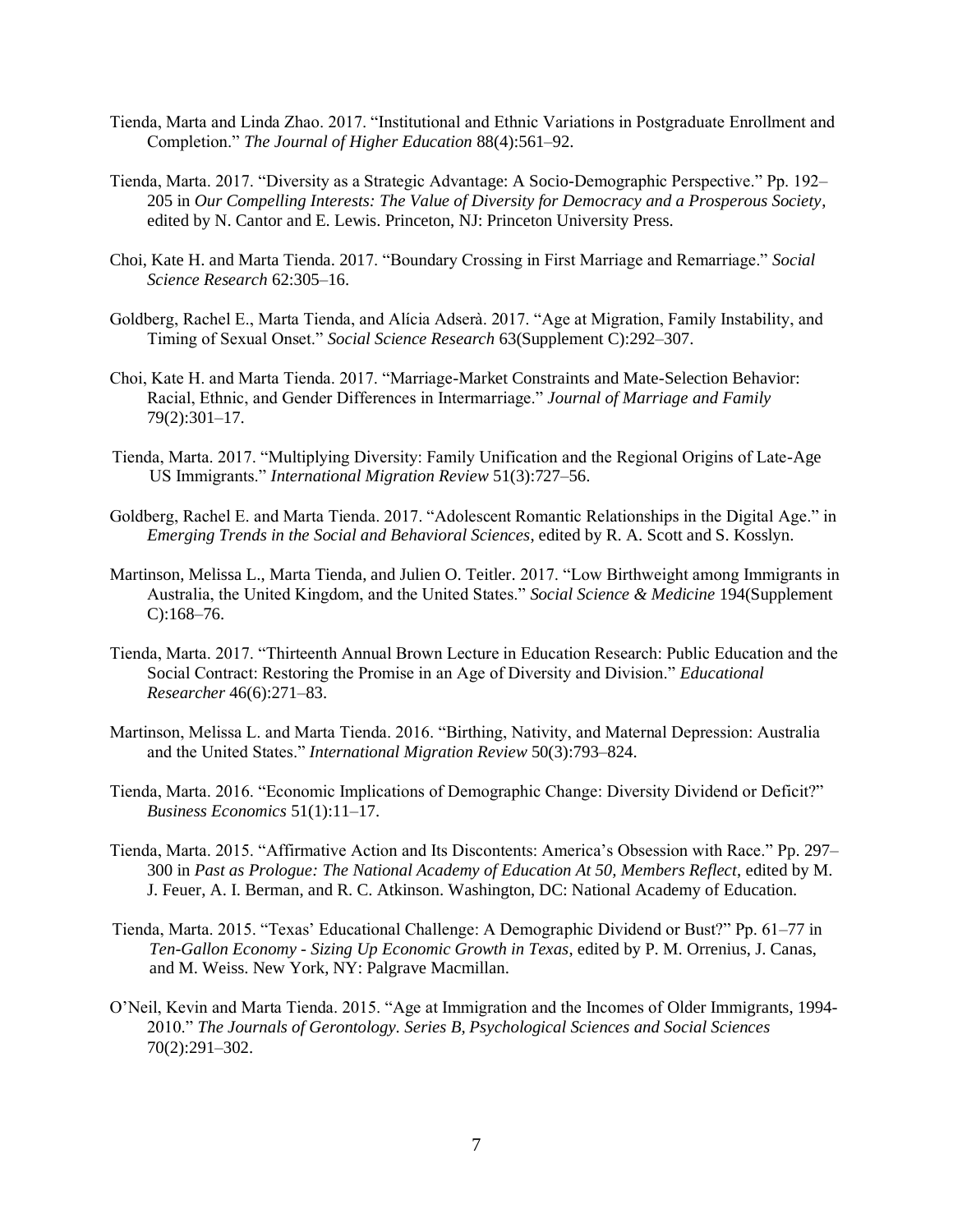Tienda, Marta and Linda Zhao. 2017. "Institutional and Ethnic Variations in Postgraduate Enrollment and Completion." *The Journal of Higher Education* 88(4):561–92.

Tienda, Marta. 2017. "Diversity as a Strategic Advantage: A Socio-Demographic Perspective." Pp. 192–205 in *Our Compelling Interests: The Value of Diversity for Democracy and a Prosperous Society*, edited by N. Cantor and E. Lewis. Princeton, NJ: Princeton University Press.

Choi, Kate H. and Marta Tienda. 2017. "Boundary Crossing in First Marriage and Remarriage." *Social Science Research* 62:305–16.

Goldberg, Rachel E., Marta Tienda, and Alícia Adserà. 2017. "Age at Migration, Family Instability, and Timing of Sexual Onset." *Social Science Research* 63(Supplement C):292–307.

Choi, Kate H. and Marta Tienda. 2017. "Marriage-Market Constraints and Mate-Selection Behavior: Racial, Ethnic, and Gender Differences in Intermarriage." *Journal of Marriage and Family* 79(2):301–17.

Tienda, Marta. 2017. "Multiplying Diversity: Family Unification and the Regional Origins of Late-Age US Immigrants." *International Migration Review* 51(3):727–56.

Goldberg, Rachel E. and Marta Tienda. 2017. "Adolescent Romantic Relationships in the Digital Age." in *Emerging Trends in the Social and Behavioral Sciences*, edited by R. A. Scott and S. Kosslyn.

Martinson, Melissa L., Marta Tienda, and Julien O. Teitler. 2017. "Low Birthweight among Immigrants in Australia, the United Kingdom, and the United States." *Social Science & Medicine* 194(Supplement C):168–76.

Tienda, Marta. 2017. "Thirteenth Annual Brown Lecture in Education Research: Public Education and the Social Contract: Restoring the Promise in an Age of Diversity and Division." *Educational Researcher* 46(6):271–83.

Martinson, Melissa L. and Marta Tienda. 2016. "Birthing, Nativity, and Maternal Depression: Australia and the United States." *International Migration Review* 50(3):793–824.

Tienda, Marta. 2016. "Economic Implications of Demographic Change: Diversity Dividend or Deficit?" *Business Economics* 51(1):11–17.

Tienda, Marta. 2015. "Affirmative Action and Its Discontents: America's Obsession with Race." Pp. 297–300 in *Past as Prologue: The National Academy of Education At 50, Members Reflect*, edited by M. J. Feuer, A. I. Berman, and R. C. Atkinson. Washington, DC: National Academy of Education.

Tienda, Marta. 2015. "Texas' Educational Challenge: A Demographic Dividend or Bust?" Pp. 61–77 in *Ten-Gallon Economy - Sizing Up Economic Growth in Texas*, edited by P. M. Orrenius, J. Canas, and M. Weiss. New York, NY: Palgrave Macmillan.

O'Neil, Kevin and Marta Tienda. 2015. "Age at Immigration and the Incomes of Older Immigrants, 1994-2010." *The Journals of Gerontology. Series B, Psychological Sciences and Social Sciences* 70(2):291–302.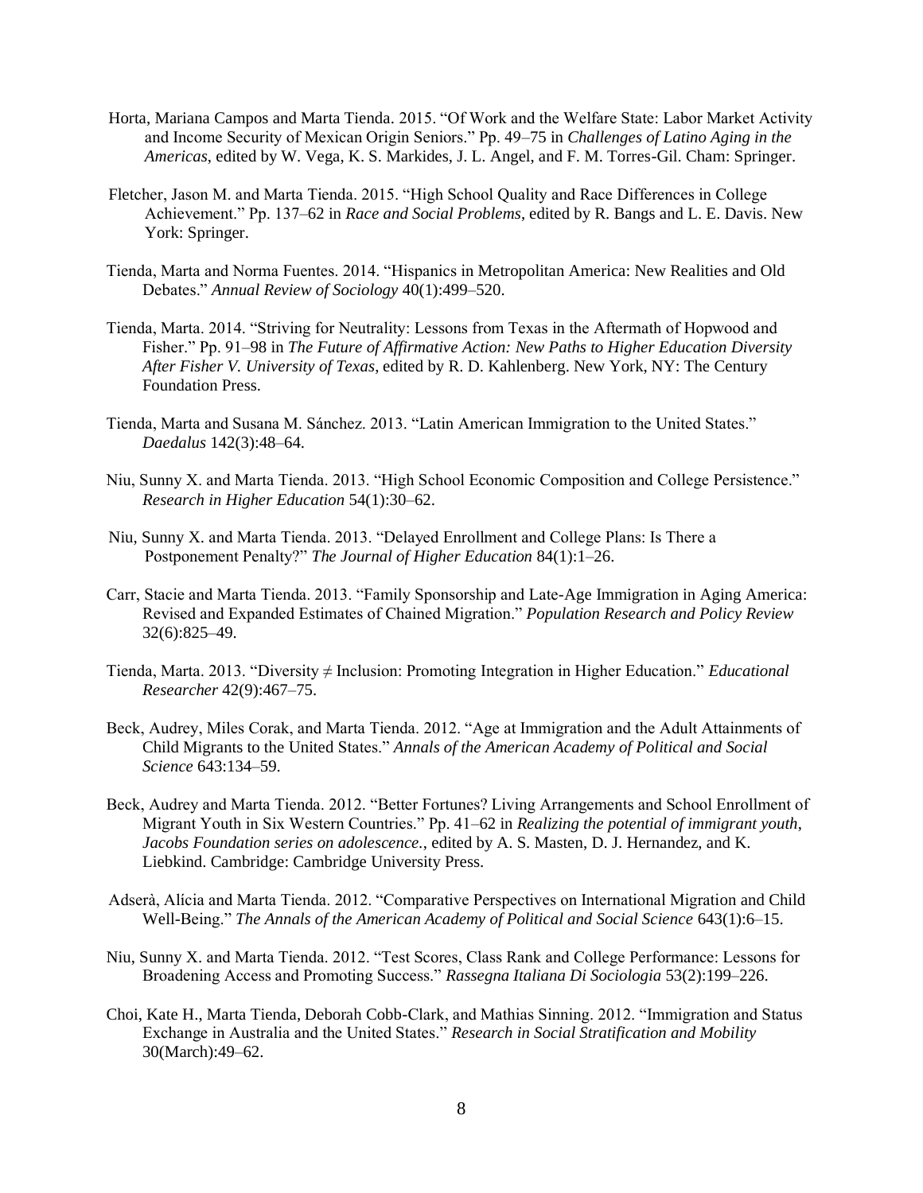Horta, Mariana Campos and Marta Tienda. 2015. "Of Work and the Welfare State: Labor Market Activity and Income Security of Mexican Origin Seniors." Pp. 49–75 in *Challenges of Latino Aging in the Americas*, edited by W. Vega, K. S. Markides, J. L. Angel, and F. M. Torres-Gil. Cham: Springer.

Fletcher, Jason M. and Marta Tienda. 2015. "High School Quality and Race Differences in College Achievement." Pp. 137–62 in *Race and Social Problems*, edited by R. Bangs and L. E. Davis. New York: Springer.

Tienda, Marta and Norma Fuentes. 2014. "Hispanics in Metropolitan America: New Realities and Old Debates." *Annual Review of Sociology* 40(1):499–520.

Tienda, Marta. 2014. "Striving for Neutrality: Lessons from Texas in the Aftermath of Hopwood and Fisher." Pp. 91–98 in *The Future of Affirmative Action: New Paths to Higher Education Diversity After Fisher V. University of Texas*, edited by R. D. Kahlenberg. New York, NY: The Century Foundation Press.

Tienda, Marta and Susana M. Sánchez. 2013. "Latin American Immigration to the United States." *Daedalus* 142(3):48–64.

Niu, Sunny X. and Marta Tienda. 2013. "High School Economic Composition and College Persistence." *Research in Higher Education* 54(1):30–62.

Niu, Sunny X. and Marta Tienda. 2013. "Delayed Enrollment and College Plans: Is There a Postponement Penalty?" *The Journal of Higher Education* 84(1):1–26.

Carr, Stacie and Marta Tienda. 2013. "Family Sponsorship and Late-Age Immigration in Aging America: Revised and Expanded Estimates of Chained Migration." *Population Research and Policy Review* 32(6):825–49.

Tienda, Marta. 2013. "Diversity ≠ Inclusion: Promoting Integration in Higher Education." *Educational Researcher* 42(9):467–75.

Beck, Audrey, Miles Corak, and Marta Tienda. 2012. "Age at Immigration and the Adult Attainments of Child Migrants to the United States." *Annals of the American Academy of Political and Social Science* 643:134–59.

Beck, Audrey and Marta Tienda. 2012. "Better Fortunes? Living Arrangements and School Enrollment of Migrant Youth in Six Western Countries." Pp. 41–62 in *Realizing the potential of immigrant youth*, *Jacobs Foundation series on adolescence.*, edited by A. S. Masten, D. J. Hernandez, and K. Liebkind. Cambridge: Cambridge University Press.

Adserà, Alícia and Marta Tienda. 2012. "Comparative Perspectives on International Migration and Child Well-Being." *The Annals of the American Academy of Political and Social Science* 643(1):6–15.

Niu, Sunny X. and Marta Tienda. 2012. "Test Scores, Class Rank and College Performance: Lessons for Broadening Access and Promoting Success." *Rassegna Italiana Di Sociologia* 53(2):199–226.

Choi, Kate H., Marta Tienda, Deborah Cobb-Clark, and Mathias Sinning. 2012. "Immigration and Status Exchange in Australia and the United States." *Research in Social Stratification and Mobility* 30(March):49–62.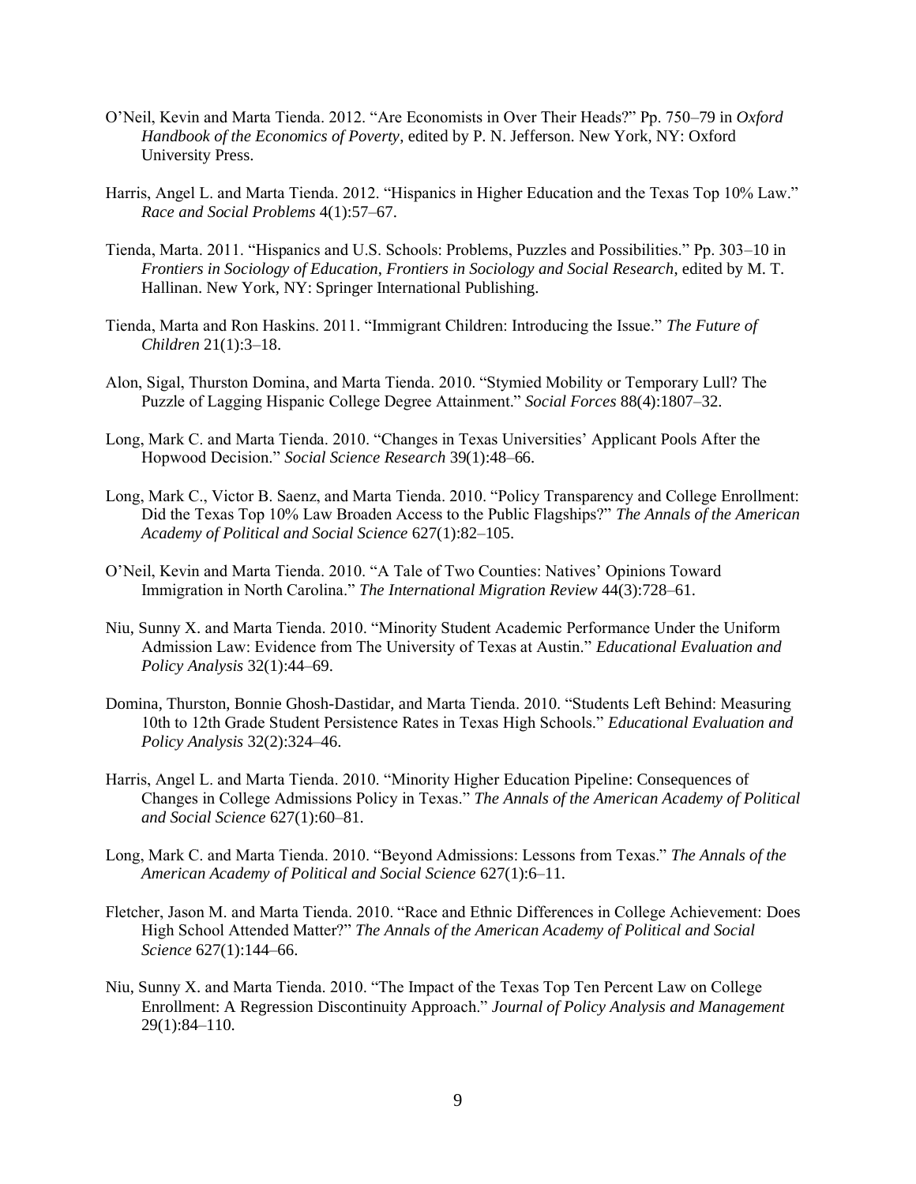O'Neil, Kevin and Marta Tienda. 2012. "Are Economists in Over Their Heads?" Pp. 750–79 in *Oxford Handbook of the Economics of Poverty*, edited by P. N. Jefferson. New York, NY: Oxford University Press.

Harris, Angel L. and Marta Tienda. 2012. "Hispanics in Higher Education and the Texas Top 10% Law." *Race and Social Problems* 4(1):57–67.

Tienda, Marta. 2011. "Hispanics and U.S. Schools: Problems, Puzzles and Possibilities." Pp. 303–10 in *Frontiers in Sociology of Education*, *Frontiers in Sociology and Social Research*, edited by M. T. Hallinan. New York, NY: Springer International Publishing.

Tienda, Marta and Ron Haskins. 2011. "Immigrant Children: Introducing the Issue." *The Future of Children* 21(1):3–18.

Alon, Sigal, Thurston Domina, and Marta Tienda. 2010. "Stymied Mobility or Temporary Lull? The Puzzle of Lagging Hispanic College Degree Attainment." *Social Forces* 88(4):1807–32.

Long, Mark C. and Marta Tienda. 2010. "Changes in Texas Universities' Applicant Pools After the Hopwood Decision." *Social Science Research* 39(1):48–66.

Long, Mark C., Victor B. Saenz, and Marta Tienda. 2010. "Policy Transparency and College Enrollment: Did the Texas Top 10% Law Broaden Access to the Public Flagships?" *The Annals of the American Academy of Political and Social Science* 627(1):82–105.

O'Neil, Kevin and Marta Tienda. 2010. "A Tale of Two Counties: Natives' Opinions Toward Immigration in North Carolina." *The International Migration Review* 44(3):728–61.

Niu, Sunny X. and Marta Tienda. 2010. "Minority Student Academic Performance Under the Uniform Admission Law: Evidence from The University of Texas at Austin." *Educational Evaluation and Policy Analysis* 32(1):44–69.

Domina, Thurston, Bonnie Ghosh-Dastidar, and Marta Tienda. 2010. "Students Left Behind: Measuring 10th to 12th Grade Student Persistence Rates in Texas High Schools." *Educational Evaluation and Policy Analysis* 32(2):324–46.

Harris, Angel L. and Marta Tienda. 2010. "Minority Higher Education Pipeline: Consequences of Changes in College Admissions Policy in Texas." *The Annals of the American Academy of Political and Social Science* 627(1):60–81.

Long, Mark C. and Marta Tienda. 2010. "Beyond Admissions: Lessons from Texas." *The Annals of the American Academy of Political and Social Science* 627(1):6–11.

Fletcher, Jason M. and Marta Tienda. 2010. "Race and Ethnic Differences in College Achievement: Does High School Attended Matter?" *The Annals of the American Academy of Political and Social Science* 627(1):144–66.

Niu, Sunny X. and Marta Tienda. 2010. "The Impact of the Texas Top Ten Percent Law on College Enrollment: A Regression Discontinuity Approach." *Journal of Policy Analysis and Management* 29(1):84–110.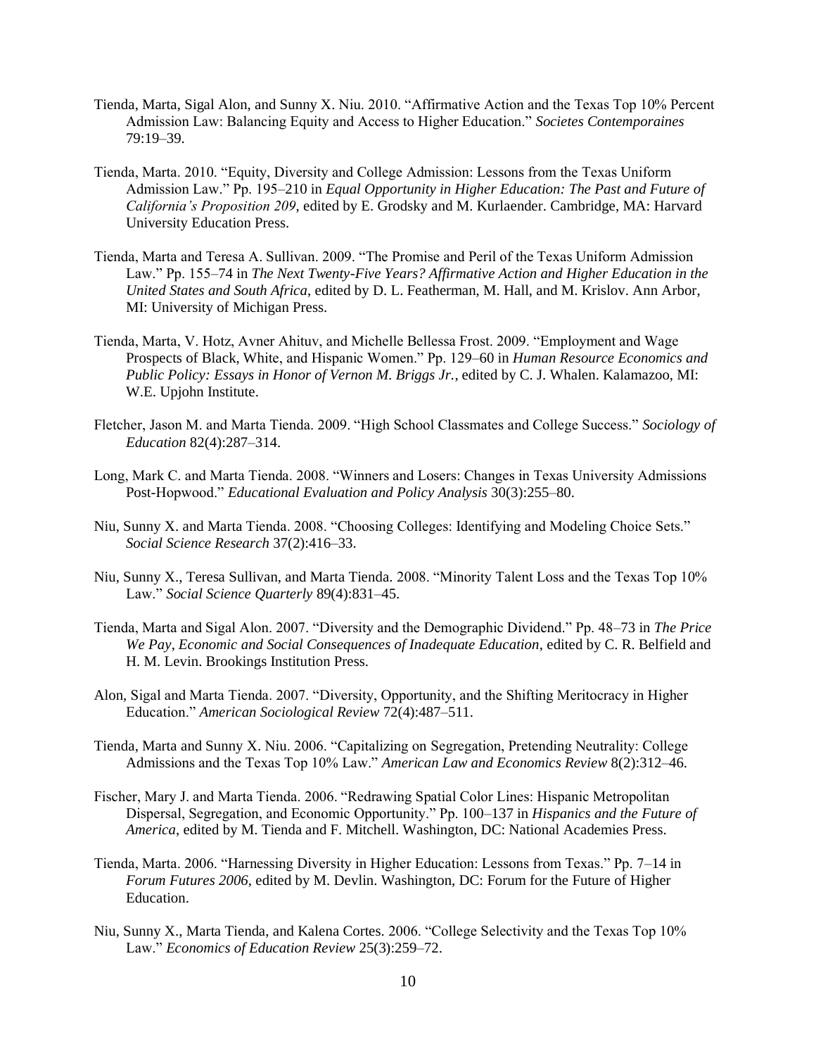Tienda, Marta, Sigal Alon, and Sunny X. Niu. 2010. "Affirmative Action and the Texas Top 10% Percent Admission Law: Balancing Equity and Access to Higher Education." *Societes Contemporaines* 79:19–39.

Tienda, Marta. 2010. "Equity, Diversity and College Admission: Lessons from the Texas Uniform Admission Law." Pp. 195–210 in *Equal Opportunity in Higher Education: The Past and Future of California's Proposition 209*, edited by E. Grodsky and M. Kurlaender. Cambridge, MA: Harvard University Education Press.

Tienda, Marta and Teresa A. Sullivan. 2009. "The Promise and Peril of the Texas Uniform Admission Law." Pp. 155–74 in *The Next Twenty-Five Years? Affirmative Action and Higher Education in the United States and South Africa*, edited by D. L. Featherman, M. Hall, and M. Krislov. Ann Arbor, MI: University of Michigan Press.

Tienda, Marta, V. Hotz, Avner Ahituv, and Michelle Bellessa Frost. 2009. "Employment and Wage Prospects of Black, White, and Hispanic Women." Pp. 129–60 in *Human Resource Economics and Public Policy: Essays in Honor of Vernon M. Briggs Jr.*, edited by C. J. Whalen. Kalamazoo, MI: W.E. Upjohn Institute.

Fletcher, Jason M. and Marta Tienda. 2009. "High School Classmates and College Success." *Sociology of Education* 82(4):287–314.

Long, Mark C. and Marta Tienda. 2008. "Winners and Losers: Changes in Texas University Admissions Post-Hopwood." *Educational Evaluation and Policy Analysis* 30(3):255–80.

Niu, Sunny X. and Marta Tienda. 2008. "Choosing Colleges: Identifying and Modeling Choice Sets." *Social Science Research* 37(2):416–33.

Niu, Sunny X., Teresa Sullivan, and Marta Tienda. 2008. "Minority Talent Loss and the Texas Top 10% Law." *Social Science Quarterly* 89(4):831–45.

Tienda, Marta and Sigal Alon. 2007. "Diversity and the Demographic Dividend." Pp. 48–73 in *The Price We Pay, Economic and Social Consequences of Inadequate Education*, edited by C. R. Belfield and H. M. Levin. Brookings Institution Press.

Alon, Sigal and Marta Tienda. 2007. "Diversity, Opportunity, and the Shifting Meritocracy in Higher Education." *American Sociological Review* 72(4):487–511.

Tienda, Marta and Sunny X. Niu. 2006. "Capitalizing on Segregation, Pretending Neutrality: College Admissions and the Texas Top 10% Law." *American Law and Economics Review* 8(2):312–46.

Fischer, Mary J. and Marta Tienda. 2006. "Redrawing Spatial Color Lines: Hispanic Metropolitan Dispersal, Segregation, and Economic Opportunity." Pp. 100–137 in *Hispanics and the Future of America*, edited by M. Tienda and F. Mitchell. Washington, DC: National Academies Press.

Tienda, Marta. 2006. "Harnessing Diversity in Higher Education: Lessons from Texas." Pp. 7–14 in *Forum Futures 2006*, edited by M. Devlin. Washington, DC: Forum for the Future of Higher Education.

Niu, Sunny X., Marta Tienda, and Kalena Cortes. 2006. "College Selectivity and the Texas Top 10% Law." *Economics of Education Review* 25(3):259–72.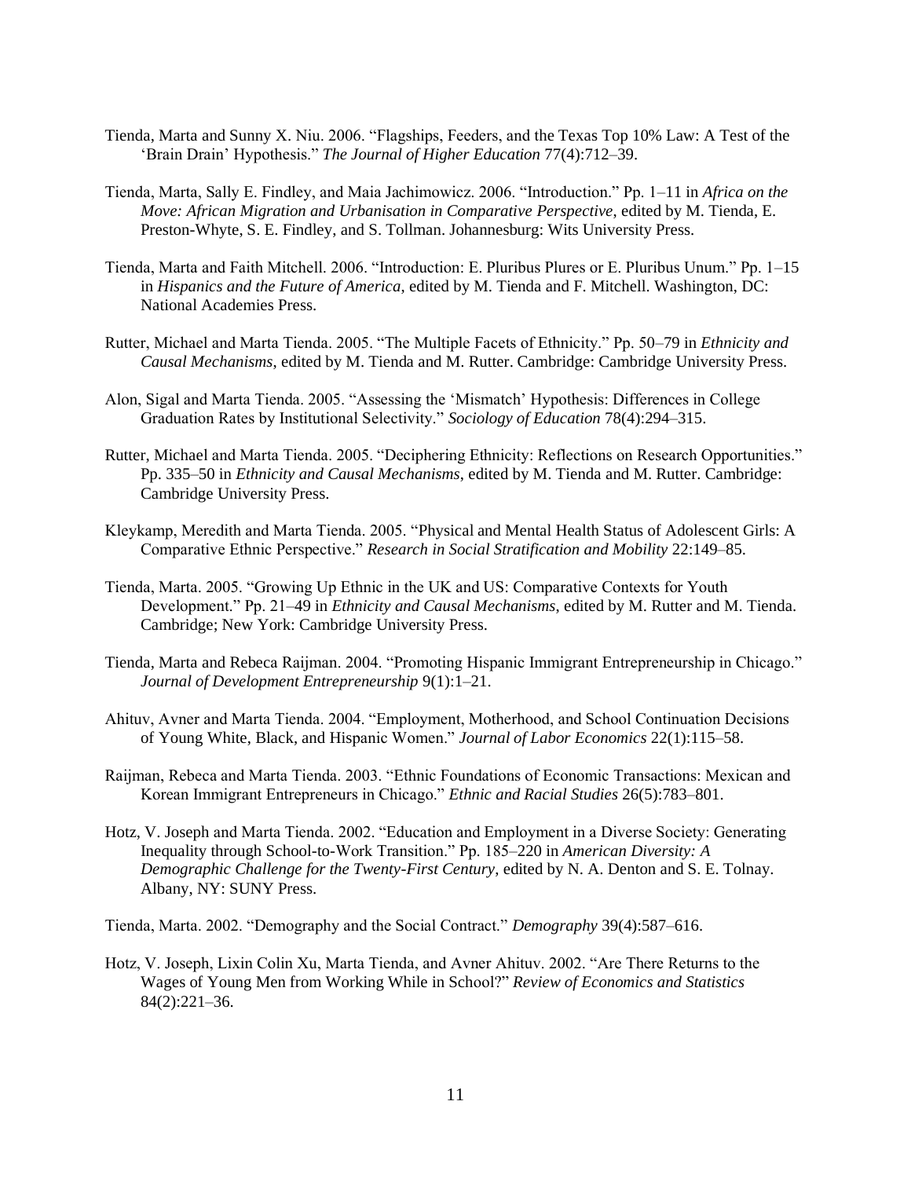Tienda, Marta and Sunny X. Niu. 2006. "Flagships, Feeders, and the Texas Top 10% Law: A Test of the 'Brain Drain' Hypothesis." *The Journal of Higher Education* 77(4):712–39.

Tienda, Marta, Sally E. Findley, and Maia Jachimowicz. 2006. "Introduction." Pp. 1–11 in *Africa on the Move: African Migration and Urbanisation in Comparative Perspective*, edited by M. Tienda, E. Preston-Whyte, S. E. Findley, and S. Tollman. Johannesburg: Wits University Press.

Tienda, Marta and Faith Mitchell. 2006. "Introduction: E. Pluribus Plures or E. Pluribus Unum." Pp. 1–15 in *Hispanics and the Future of America*, edited by M. Tienda and F. Mitchell. Washington, DC: National Academies Press.

Rutter, Michael and Marta Tienda. 2005. "The Multiple Facets of Ethnicity." Pp. 50–79 in *Ethnicity and Causal Mechanisms*, edited by M. Tienda and M. Rutter. Cambridge: Cambridge University Press.

Alon, Sigal and Marta Tienda. 2005. "Assessing the 'Mismatch' Hypothesis: Differences in College Graduation Rates by Institutional Selectivity." *Sociology of Education* 78(4):294–315.

Rutter, Michael and Marta Tienda. 2005. "Deciphering Ethnicity: Reflections on Research Opportunities." Pp. 335–50 in *Ethnicity and Causal Mechanisms*, edited by M. Tienda and M. Rutter. Cambridge: Cambridge University Press.

Kleykamp, Meredith and Marta Tienda. 2005. "Physical and Mental Health Status of Adolescent Girls: A Comparative Ethnic Perspective." *Research in Social Stratification and Mobility* 22:149–85.

Tienda, Marta. 2005. "Growing Up Ethnic in the UK and US: Comparative Contexts for Youth Development." Pp. 21–49 in *Ethnicity and Causal Mechanisms*, edited by M. Rutter and M. Tienda. Cambridge; New York: Cambridge University Press.

Tienda, Marta and Rebeca Raijman. 2004. "Promoting Hispanic Immigrant Entrepreneurship in Chicago." *Journal of Development Entrepreneurship* 9(1):1–21.

Ahituv, Avner and Marta Tienda. 2004. "Employment, Motherhood, and School Continuation Decisions of Young White, Black, and Hispanic Women." *Journal of Labor Economics* 22(1):115–58.

Raijman, Rebeca and Marta Tienda. 2003. "Ethnic Foundations of Economic Transactions: Mexican and Korean Immigrant Entrepreneurs in Chicago." *Ethnic and Racial Studies* 26(5):783–801.

Hotz, V. Joseph and Marta Tienda. 2002. "Education and Employment in a Diverse Society: Generating Inequality through School-to-Work Transition." Pp. 185–220 in *American Diversity: A Demographic Challenge for the Twenty-First Century*, edited by N. A. Denton and S. E. Tolnay. Albany, NY: SUNY Press.

Tienda, Marta. 2002. "Demography and the Social Contract." *Demography* 39(4):587–616.

Hotz, V. Joseph, Lixin Colin Xu, Marta Tienda, and Avner Ahituv. 2002. "Are There Returns to the Wages of Young Men from Working While in School?" *Review of Economics and Statistics* 84(2):221–36.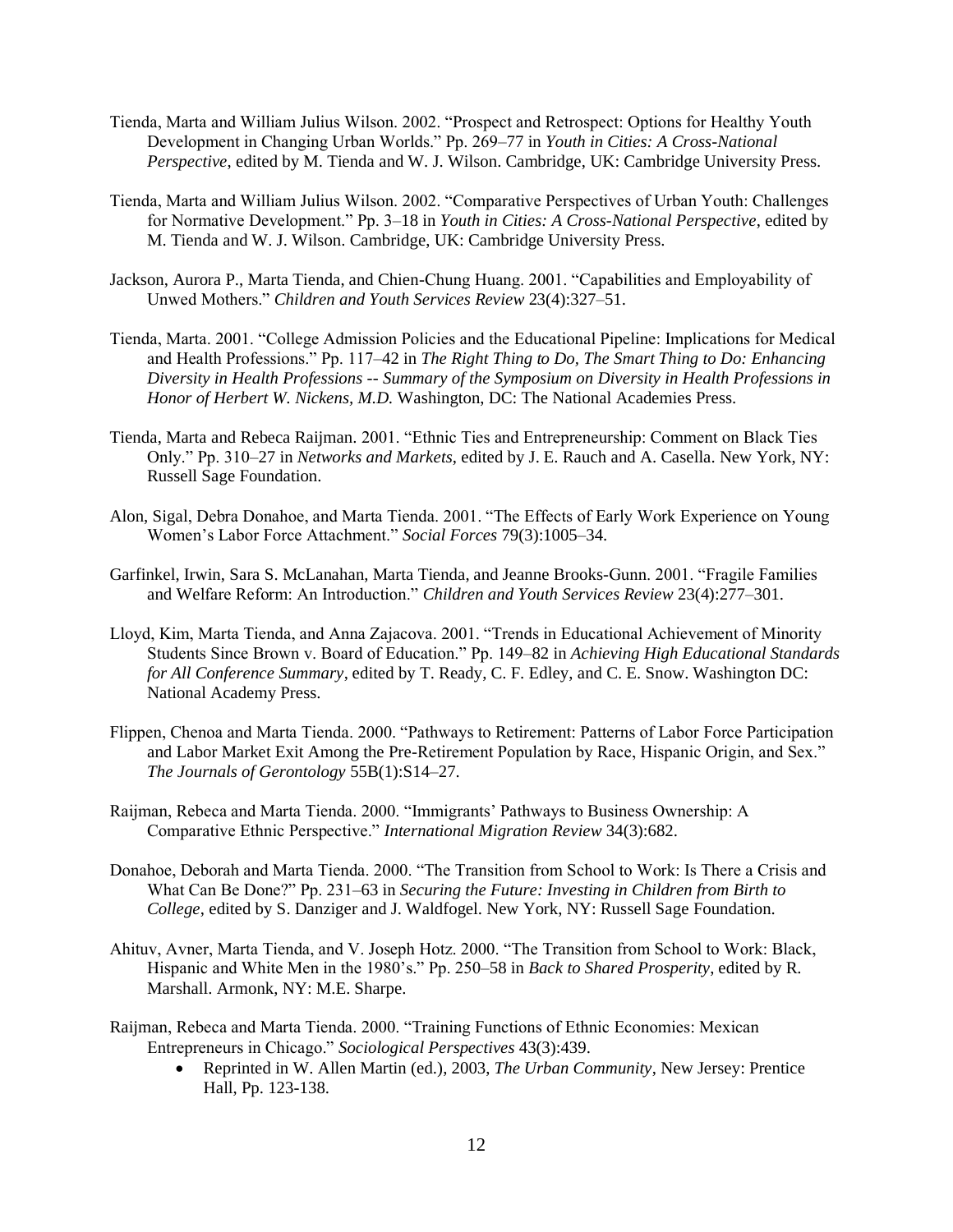Tienda, Marta and William Julius Wilson. 2002. "Prospect and Retrospect: Options for Healthy Youth Development in Changing Urban Worlds." Pp. 269–77 in *Youth in Cities: A Cross-National Perspective*, edited by M. Tienda and W. J. Wilson. Cambridge, UK: Cambridge University Press.

Tienda, Marta and William Julius Wilson. 2002. "Comparative Perspectives of Urban Youth: Challenges for Normative Development." Pp. 3–18 in *Youth in Cities: A Cross-National Perspective*, edited by M. Tienda and W. J. Wilson. Cambridge, UK: Cambridge University Press.

Jackson, Aurora P., Marta Tienda, and Chien-Chung Huang. 2001. "Capabilities and Employability of Unwed Mothers." *Children and Youth Services Review* 23(4):327–51.

Tienda, Marta. 2001. "College Admission Policies and the Educational Pipeline: Implications for Medical and Health Professions." Pp. 117–42 in *The Right Thing to Do, The Smart Thing to Do: Enhancing Diversity in Health Professions -- Summary of the Symposium on Diversity in Health Professions in Honor of Herbert W. Nickens, M.D.* Washington, DC: The National Academies Press.

Tienda, Marta and Rebeca Raijman. 2001. "Ethnic Ties and Entrepreneurship: Comment on Black Ties Only." Pp. 310–27 in *Networks and Markets*, edited by J. E. Rauch and A. Casella. New York, NY: Russell Sage Foundation.

Alon, Sigal, Debra Donahoe, and Marta Tienda. 2001. "The Effects of Early Work Experience on Young Women's Labor Force Attachment." *Social Forces* 79(3):1005–34.

Garfinkel, Irwin, Sara S. McLanahan, Marta Tienda, and Jeanne Brooks-Gunn. 2001. "Fragile Families and Welfare Reform: An Introduction." *Children and Youth Services Review* 23(4):277–301.

Lloyd, Kim, Marta Tienda, and Anna Zajacova. 2001. "Trends in Educational Achievement of Minority Students Since Brown v. Board of Education." Pp. 149–82 in *Achieving High Educational Standards for All Conference Summary*, edited by T. Ready, C. F. Edley, and C. E. Snow. Washington DC: National Academy Press.

Flippen, Chenoa and Marta Tienda. 2000. "Pathways to Retirement: Patterns of Labor Force Participation and Labor Market Exit Among the Pre-Retirement Population by Race, Hispanic Origin, and Sex." *The Journals of Gerontology* 55B(1):S14–27.

Raijman, Rebeca and Marta Tienda. 2000. "Immigrants' Pathways to Business Ownership: A Comparative Ethnic Perspective." *International Migration Review* 34(3):682.

Donahoe, Deborah and Marta Tienda. 2000. "The Transition from School to Work: Is There a Crisis and What Can Be Done?" Pp. 231–63 in *Securing the Future: Investing in Children from Birth to College*, edited by S. Danziger and J. Waldfogel. New York, NY: Russell Sage Foundation.

Ahituv, Avner, Marta Tienda, and V. Joseph Hotz. 2000. "The Transition from School to Work: Black, Hispanic and White Men in the 1980's." Pp. 250–58 in *Back to Shared Prosperity*, edited by R. Marshall. Armonk, NY: M.E. Sharpe.

Raijman, Rebeca and Marta Tienda. 2000. "Training Functions of Ethnic Economies: Mexican Entrepreneurs in Chicago." *Sociological Perspectives* 43(3):439.

- Reprinted in W. Allen Martin (ed.), 2003, *The Urban Community*, New Jersey: Prentice Hall, Pp. 123-138.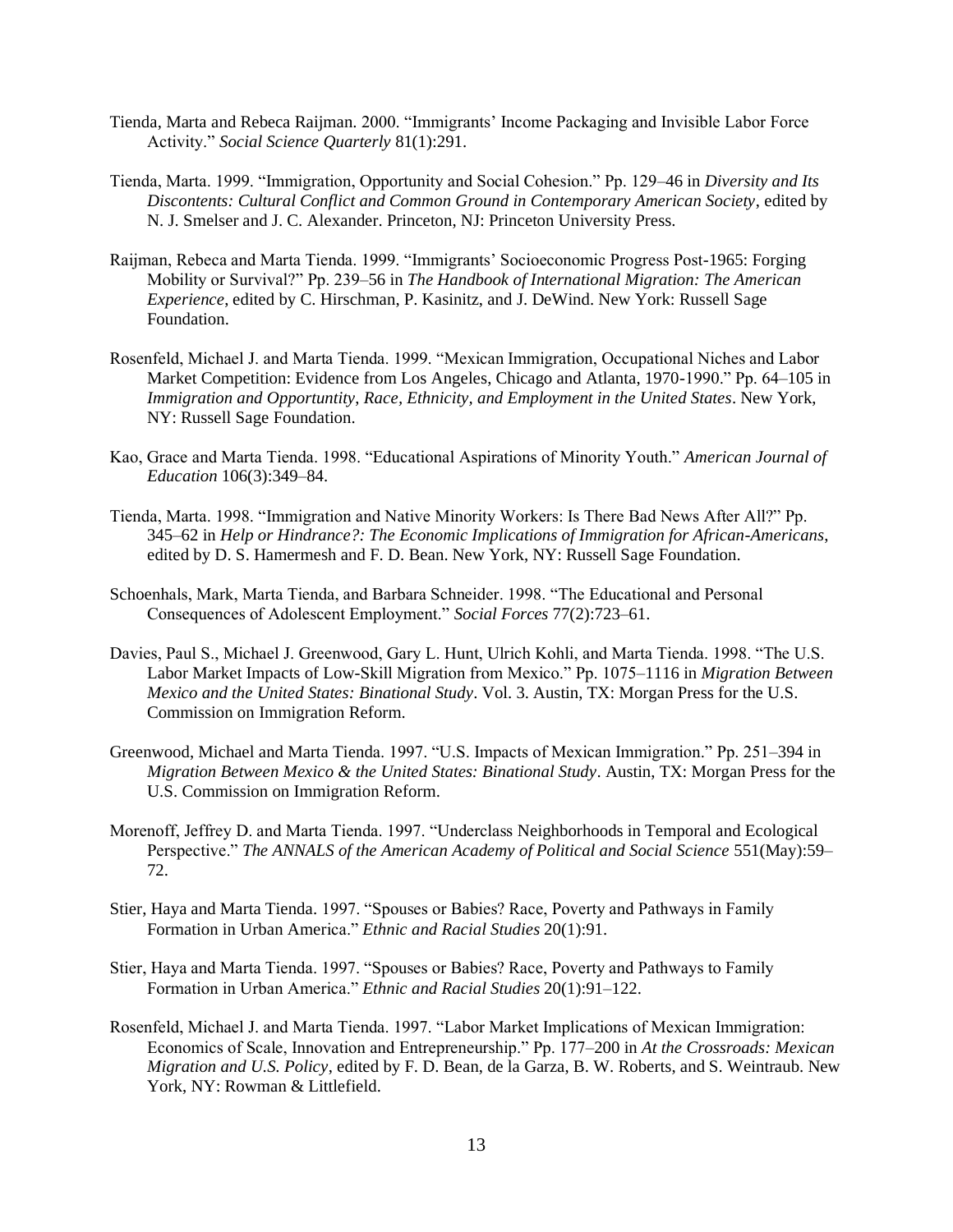Tienda, Marta and Rebeca Raijman. 2000. "Immigrants' Income Packaging and Invisible Labor Force Activity." *Social Science Quarterly* 81(1):291.

Tienda, Marta. 1999. "Immigration, Opportunity and Social Cohesion." Pp. 129–46 in *Diversity and Its Discontents: Cultural Conflict and Common Ground in Contemporary American Society*, edited by N. J. Smelser and J. C. Alexander. Princeton, NJ: Princeton University Press.

Raijman, Rebeca and Marta Tienda. 1999. "Immigrants' Socioeconomic Progress Post-1965: Forging Mobility or Survival?" Pp. 239–56 in *The Handbook of International Migration: The American Experience*, edited by C. Hirschman, P. Kasinitz, and J. DeWind. New York: Russell Sage Foundation.

Rosenfeld, Michael J. and Marta Tienda. 1999. "Mexican Immigration, Occupational Niches and Labor Market Competition: Evidence from Los Angeles, Chicago and Atlanta, 1970-1990." Pp. 64–105 in *Immigration and Opportuntity, Race, Ethnicity, and Employment in the United States*. New York, NY: Russell Sage Foundation.

Kao, Grace and Marta Tienda. 1998. "Educational Aspirations of Minority Youth." *American Journal of Education* 106(3):349–84.

Tienda, Marta. 1998. "Immigration and Native Minority Workers: Is There Bad News After All?" Pp. 345–62 in *Help or Hindrance?: The Economic Implications of Immigration for African-Americans*, edited by D. S. Hamermesh and F. D. Bean. New York, NY: Russell Sage Foundation.

Schoenhals, Mark, Marta Tienda, and Barbara Schneider. 1998. "The Educational and Personal Consequences of Adolescent Employment." *Social Forces* 77(2):723–61.

Davies, Paul S., Michael J. Greenwood, Gary L. Hunt, Ulrich Kohli, and Marta Tienda. 1998. "The U.S. Labor Market Impacts of Low-Skill Migration from Mexico." Pp. 1075–1116 in *Migration Between Mexico and the United States: Binational Study*. Vol. 3. Austin, TX: Morgan Press for the U.S. Commission on Immigration Reform.

Greenwood, Michael and Marta Tienda. 1997. "U.S. Impacts of Mexican Immigration." Pp. 251–394 in *Migration Between Mexico & the United States: Binational Study*. Austin, TX: Morgan Press for the U.S. Commission on Immigration Reform.

Morenoff, Jeffrey D. and Marta Tienda. 1997. "Underclass Neighborhoods in Temporal and Ecological Perspective." *The ANNALS of the American Academy of Political and Social Science* 551(May):59–72.

Stier, Haya and Marta Tienda. 1997. "Spouses or Babies? Race, Poverty and Pathways in Family Formation in Urban America." *Ethnic and Racial Studies* 20(1):91.

Stier, Haya and Marta Tienda. 1997. "Spouses or Babies? Race, Poverty and Pathways to Family Formation in Urban America." *Ethnic and Racial Studies* 20(1):91–122.

Rosenfeld, Michael J. and Marta Tienda. 1997. "Labor Market Implications of Mexican Immigration: Economics of Scale, Innovation and Entrepreneurship." Pp. 177–200 in *At the Crossroads: Mexican Migration and U.S. Policy*, edited by F. D. Bean, de la Garza, B. W. Roberts, and S. Weintraub. New York, NY: Rowman & Littlefield.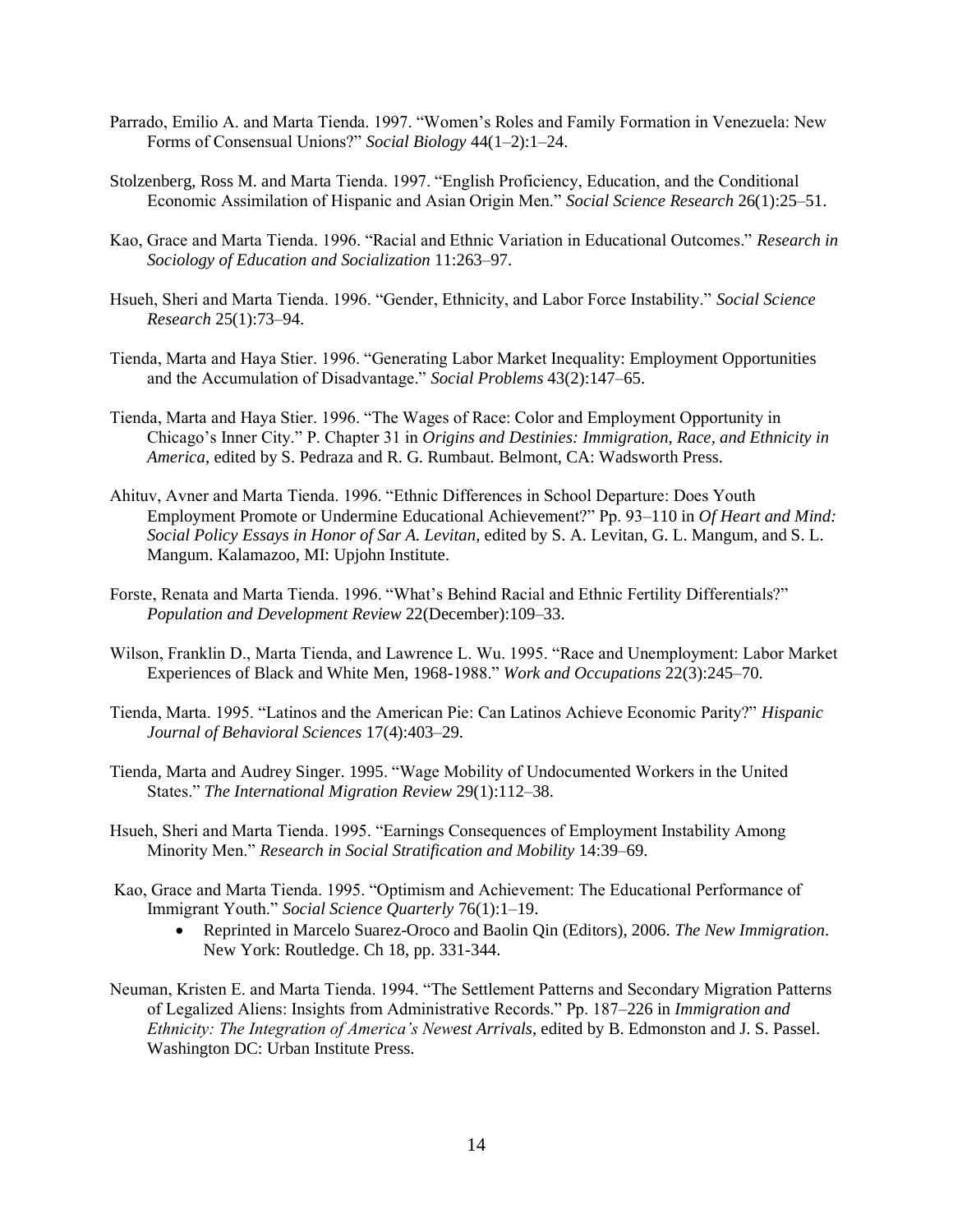Parrado, Emilio A. and Marta Tienda. 1997. "Women's Roles and Family Formation in Venezuela: New Forms of Consensual Unions?" *Social Biology* 44(1–2):1–24.

Stolzenberg, Ross M. and Marta Tienda. 1997. "English Proficiency, Education, and the Conditional Economic Assimilation of Hispanic and Asian Origin Men." *Social Science Research* 26(1):25–51.

Kao, Grace and Marta Tienda. 1996. "Racial and Ethnic Variation in Educational Outcomes." *Research in Sociology of Education and Socialization* 11:263–97.

Hsueh, Sheri and Marta Tienda. 1996. "Gender, Ethnicity, and Labor Force Instability." *Social Science Research* 25(1):73–94.

Tienda, Marta and Haya Stier. 1996. "Generating Labor Market Inequality: Employment Opportunities and the Accumulation of Disadvantage." *Social Problems* 43(2):147–65.

Tienda, Marta and Haya Stier. 1996. "The Wages of Race: Color and Employment Opportunity in Chicago's Inner City." P. Chapter 31 in *Origins and Destinies: Immigration, Race, and Ethnicity in America*, edited by S. Pedraza and R. G. Rumbaut. Belmont, CA: Wadsworth Press.

Ahituv, Avner and Marta Tienda. 1996. "Ethnic Differences in School Departure: Does Youth Employment Promote or Undermine Educational Achievement?" Pp. 93–110 in *Of Heart and Mind: Social Policy Essays in Honor of Sar A. Levitan*, edited by S. A. Levitan, G. L. Mangum, and S. L. Mangum. Kalamazoo, MI: Upjohn Institute.

Forste, Renata and Marta Tienda. 1996. "What's Behind Racial and Ethnic Fertility Differentials?" *Population and Development Review* 22(December):109–33.

Wilson, Franklin D., Marta Tienda, and Lawrence L. Wu. 1995. "Race and Unemployment: Labor Market Experiences of Black and White Men, 1968-1988." *Work and Occupations* 22(3):245–70.

Tienda, Marta. 1995. "Latinos and the American Pie: Can Latinos Achieve Economic Parity?" *Hispanic Journal of Behavioral Sciences* 17(4):403–29.

Tienda, Marta and Audrey Singer. 1995. "Wage Mobility of Undocumented Workers in the United States." *The International Migration Review* 29(1):112–38.

Hsueh, Sheri and Marta Tienda. 1995. "Earnings Consequences of Employment Instability Among Minority Men." *Research in Social Stratification and Mobility* 14:39–69.

Kao, Grace and Marta Tienda. 1995. "Optimism and Achievement: The Educational Performance of Immigrant Youth." *Social Science Quarterly* 76(1):1–19.

- Reprinted in Marcelo Suarez-Oroco and Baolin Qin (Editors), 2006. *The New Immigration*. New York: Routledge. Ch 18, pp. 331-344.

Neuman, Kristen E. and Marta Tienda. 1994. "The Settlement Patterns and Secondary Migration Patterns of Legalized Aliens: Insights from Administrative Records." Pp. 187–226 in *Immigration and Ethnicity: The Integration of America's Newest Arrivals*, edited by B. Edmonston and J. S. Passel. Washington DC: Urban Institute Press.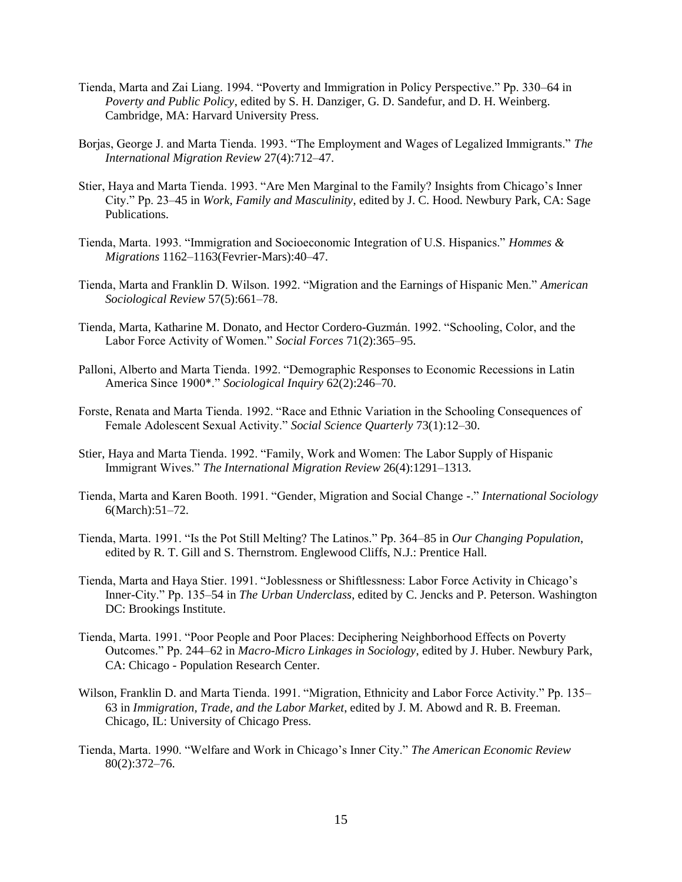Tienda, Marta and Zai Liang. 1994. "Poverty and Immigration in Policy Perspective." Pp. 330–64 in *Poverty and Public Policy*, edited by S. H. Danziger, G. D. Sandefur, and D. H. Weinberg. Cambridge, MA: Harvard University Press.

Borjas, George J. and Marta Tienda. 1993. "The Employment and Wages of Legalized Immigrants." *The International Migration Review* 27(4):712–47.

Stier, Haya and Marta Tienda. 1993. "Are Men Marginal to the Family? Insights from Chicago's Inner City." Pp. 23–45 in *Work, Family and Masculinity*, edited by J. C. Hood. Newbury Park, CA: Sage Publications.

Tienda, Marta. 1993. "Immigration and Socioeconomic Integration of U.S. Hispanics." *Hommes & Migrations* 1162–1163(Fevrier-Mars):40–47.

Tienda, Marta and Franklin D. Wilson. 1992. "Migration and the Earnings of Hispanic Men." *American Sociological Review* 57(5):661–78.

Tienda, Marta, Katharine M. Donato, and Hector Cordero-Guzmán. 1992. "Schooling, Color, and the Labor Force Activity of Women." *Social Forces* 71(2):365–95.

Palloni, Alberto and Marta Tienda. 1992. "Demographic Responses to Economic Recessions in Latin America Since 1900*." *Sociological Inquiry* 62(2):246–70.

Forste, Renata and Marta Tienda. 1992. "Race and Ethnic Variation in the Schooling Consequences of Female Adolescent Sexual Activity." *Social Science Quarterly* 73(1):12–30.

Stier, Haya and Marta Tienda. 1992. "Family, Work and Women: The Labor Supply of Hispanic Immigrant Wives." *The International Migration Review* 26(4):1291–1313.

Tienda, Marta and Karen Booth. 1991. "Gender, Migration and Social Change -." *International Sociology* 6(March):51–72.

Tienda, Marta. 1991. "Is the Pot Still Melting? The Latinos." Pp. 364–85 in *Our Changing Population*, edited by R. T. Gill and S. Thernstrom. Englewood Cliffs, N.J.: Prentice Hall.

Tienda, Marta and Haya Stier. 1991. "Joblessness or Shiftlessness: Labor Force Activity in Chicago's Inner-City." Pp. 135–54 in *The Urban Underclass*, edited by C. Jencks and P. Peterson. Washington DC: Brookings Institute.

Tienda, Marta. 1991. "Poor People and Poor Places: Deciphering Neighborhood Effects on Poverty Outcomes." Pp. 244–62 in *Macro-Micro Linkages in Sociology*, edited by J. Huber. Newbury Park, CA: Chicago - Population Research Center.

Wilson, Franklin D. and Marta Tienda. 1991. "Migration, Ethnicity and Labor Force Activity." Pp. 135–63 in *Immigration, Trade, and the Labor Market*, edited by J. M. Abowd and R. B. Freeman. Chicago, IL: University of Chicago Press.

Tienda, Marta. 1990. "Welfare and Work in Chicago's Inner City." *The American Economic Review* 80(2):372–76.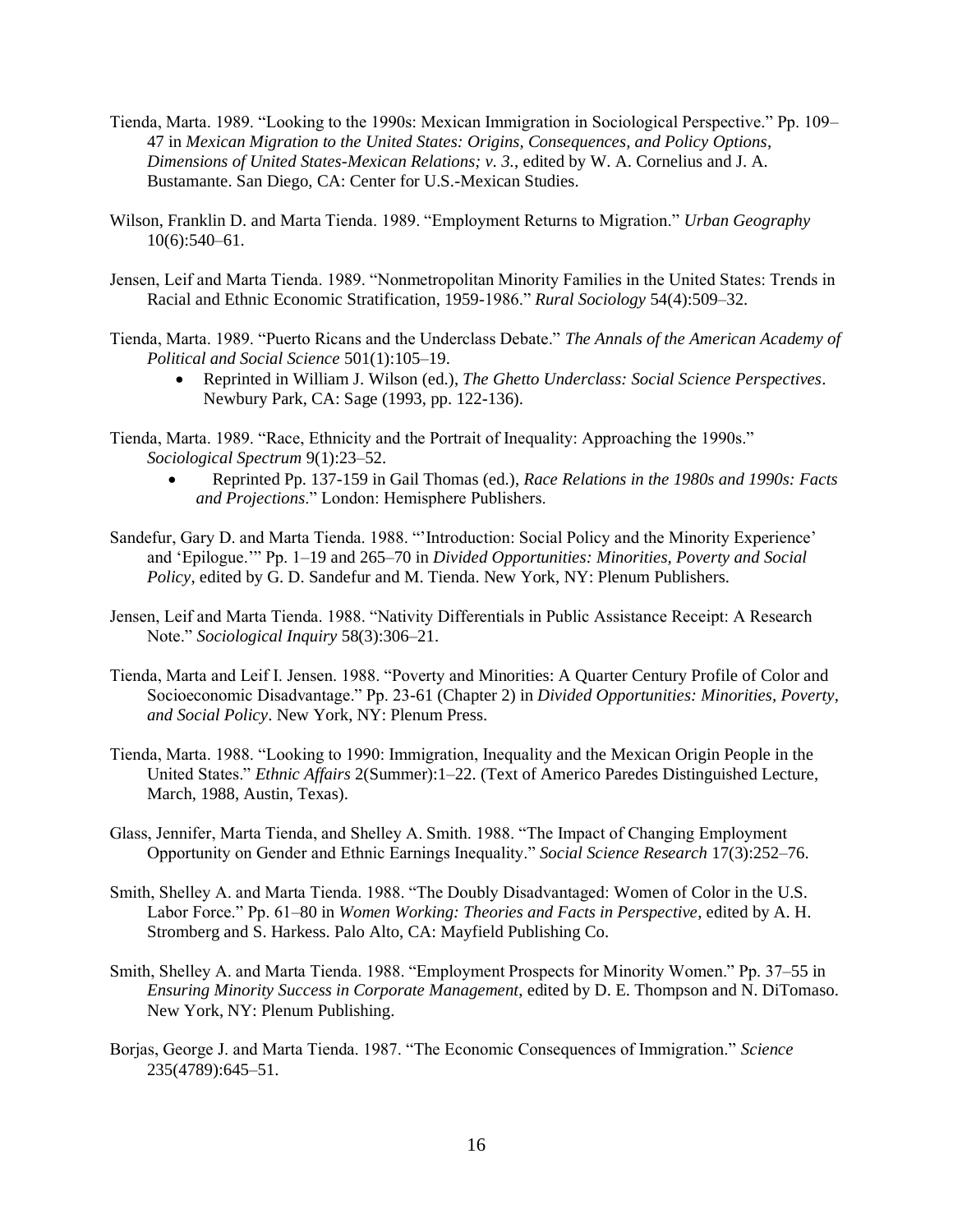Tienda, Marta. 1989. "Looking to the 1990s: Mexican Immigration in Sociological Perspective." Pp. 109–47 in *Mexican Migration to the United States: Origins, Consequences, and Policy Options*, *Dimensions of United States-Mexican Relations; v. 3.*, edited by W. A. Cornelius and J. A. Bustamante. San Diego, CA: Center for U.S.-Mexican Studies.

Wilson, Franklin D. and Marta Tienda. 1989. "Employment Returns to Migration." *Urban Geography* 10(6):540–61.

Jensen, Leif and Marta Tienda. 1989. "Nonmetropolitan Minority Families in the United States: Trends in Racial and Ethnic Economic Stratification, 1959-1986." *Rural Sociology* 54(4):509–32.

Tienda, Marta. 1989. "Puerto Ricans and the Underclass Debate." *The Annals of the American Academy of Political and Social Science* 501(1):105–19.

- Reprinted in William J. Wilson (ed.), *The Ghetto Underclass: Social Science Perspectives*. Newbury Park, CA: Sage (1993, pp. 122-136).

Tienda, Marta. 1989. "Race, Ethnicity and the Portrait of Inequality: Approaching the 1990s." *Sociological Spectrum* 9(1):23–52.

- Reprinted Pp. 137-159 in Gail Thomas (ed.), *Race Relations in the 1980s and 1990s: Facts and Projections*." London: Hemisphere Publishers.

Sandefur, Gary D. and Marta Tienda. 1988. "'Introduction: Social Policy and the Minority Experience' and 'Epilogue.'" Pp. 1–19 and 265–70 in *Divided Opportunities: Minorities, Poverty and Social Policy*, edited by G. D. Sandefur and M. Tienda. New York, NY: Plenum Publishers.

Jensen, Leif and Marta Tienda. 1988. "Nativity Differentials in Public Assistance Receipt: A Research Note." *Sociological Inquiry* 58(3):306–21.

Tienda, Marta and Leif I. Jensen. 1988. "Poverty and Minorities: A Quarter Century Profile of Color and Socioeconomic Disadvantage." Pp. 23-61 (Chapter 2) in *Divided Opportunities: Minorities, Poverty, and Social Policy*. New York, NY: Plenum Press.

Tienda, Marta. 1988. "Looking to 1990: Immigration, Inequality and the Mexican Origin People in the United States." *Ethnic Affairs* 2(Summer):1–22. (Text of Americo Paredes Distinguished Lecture, March, 1988, Austin, Texas).

Glass, Jennifer, Marta Tienda, and Shelley A. Smith. 1988. "The Impact of Changing Employment Opportunity on Gender and Ethnic Earnings Inequality." *Social Science Research* 17(3):252–76.

Smith, Shelley A. and Marta Tienda. 1988. "The Doubly Disadvantaged: Women of Color in the U.S. Labor Force." Pp. 61–80 in *Women Working: Theories and Facts in Perspective*, edited by A. H. Stromberg and S. Harkess. Palo Alto, CA: Mayfield Publishing Co.

Smith, Shelley A. and Marta Tienda. 1988. "Employment Prospects for Minority Women." Pp. 37–55 in *Ensuring Minority Success in Corporate Management*, edited by D. E. Thompson and N. DiTomaso. New York, NY: Plenum Publishing.

Borjas, George J. and Marta Tienda. 1987. "The Economic Consequences of Immigration." *Science* 235(4789):645–51.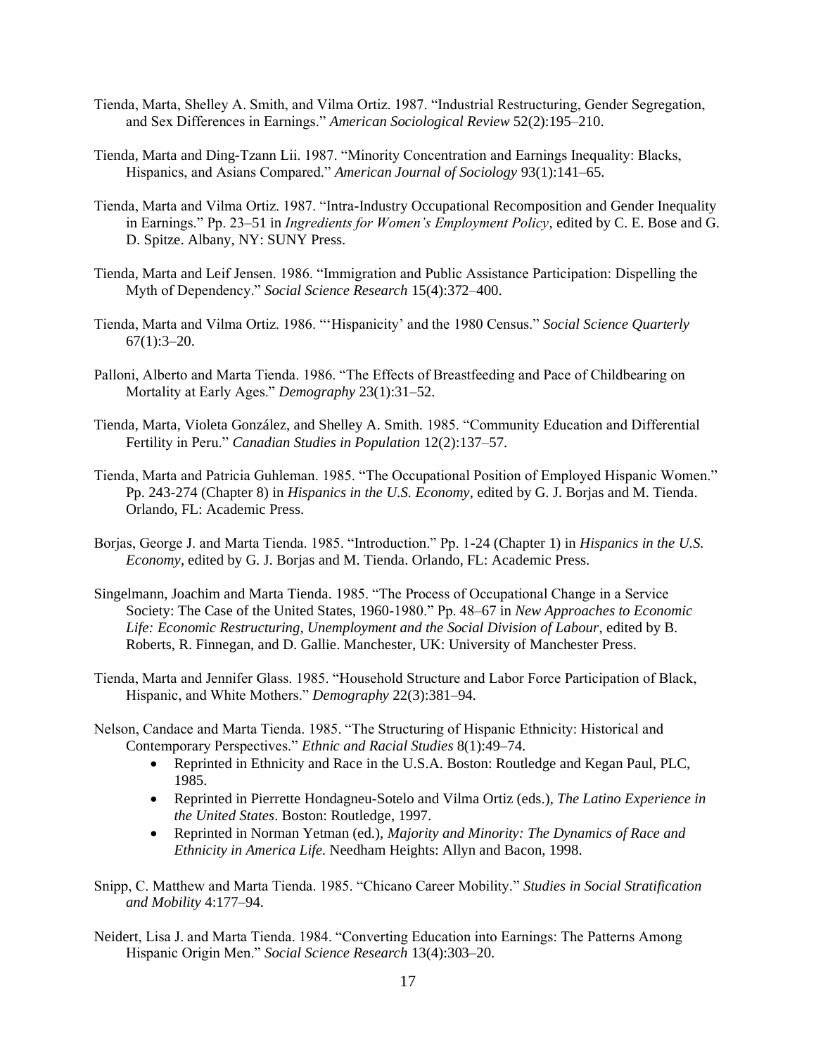Tienda, Marta, Shelley A. Smith, and Vilma Ortiz. 1987. "Industrial Restructuring, Gender Segregation, and Sex Differences in Earnings." *American Sociological Review* 52(2):195–210.

Tienda, Marta and Ding-Tzann Lii. 1987. "Minority Concentration and Earnings Inequality: Blacks, Hispanics, and Asians Compared." *American Journal of Sociology* 93(1):141–65.

Tienda, Marta and Vilma Ortiz. 1987. "Intra-Industry Occupational Recomposition and Gender Inequality in Earnings." Pp. 23–51 in *Ingredients for Women's Employment Policy*, edited by C. E. Bose and G. D. Spitze. Albany, NY: SUNY Press.

Tienda, Marta and Leif Jensen. 1986. "Immigration and Public Assistance Participation: Dispelling the Myth of Dependency." *Social Science Research* 15(4):372–400.

Tienda, Marta and Vilma Ortiz. 1986. "'Hispanicity' and the 1980 Census." *Social Science Quarterly* 67(1):3–20.

Palloni, Alberto and Marta Tienda. 1986. "The Effects of Breastfeeding and Pace of Childbearing on Mortality at Early Ages." *Demography* 23(1):31–52.

Tienda, Marta, Violeta González, and Shelley A. Smith. 1985. "Community Education and Differential Fertility in Peru." *Canadian Studies in Population* 12(2):137–57.

Tienda, Marta and Patricia Guhleman. 1985. "The Occupational Position of Employed Hispanic Women." Pp. 243-274 (Chapter 8) in *Hispanics in the U.S. Economy*, edited by G. J. Borjas and M. Tienda. Orlando, FL: Academic Press.

Borjas, George J. and Marta Tienda. 1985. "Introduction." Pp. 1-24 (Chapter 1) in *Hispanics in the U.S. Economy*, edited by G. J. Borjas and M. Tienda. Orlando, FL: Academic Press.

Singelmann, Joachim and Marta Tienda. 1985. "The Process of Occupational Change in a Service Society: The Case of the United States, 1960-1980." Pp. 48–67 in *New Approaches to Economic Life: Economic Restructuring, Unemployment and the Social Division of Labour*, edited by B. Roberts, R. Finnegan, and D. Gallie. Manchester, UK: University of Manchester Press.

Tienda, Marta and Jennifer Glass. 1985. "Household Structure and Labor Force Participation of Black, Hispanic, and White Mothers." *Demography* 22(3):381–94.

Nelson, Candace and Marta Tienda. 1985. "The Structuring of Hispanic Ethnicity: Historical and Contemporary Perspectives." *Ethnic and Racial Studies* 8(1):49–74.

- Reprinted in Ethnicity and Race in the U.S.A. Boston: Routledge and Kegan Paul, PLC, 1985.
- Reprinted in Pierrette Hondagneu-Sotelo and Vilma Ortiz (eds.), *The Latino Experience in the United States*. Boston: Routledge, 1997.
- Reprinted in Norman Yetman (ed.), *Majority and Minority: The Dynamics of Race and Ethnicity in America Life*. Needham Heights: Allyn and Bacon, 1998.

Snipp, C. Matthew and Marta Tienda. 1985. "Chicano Career Mobility." *Studies in Social Stratification and Mobility* 4:177–94.

Neidert, Lisa J. and Marta Tienda. 1984. "Converting Education into Earnings: The Patterns Among Hispanic Origin Men." *Social Science Research* 13(4):303–20.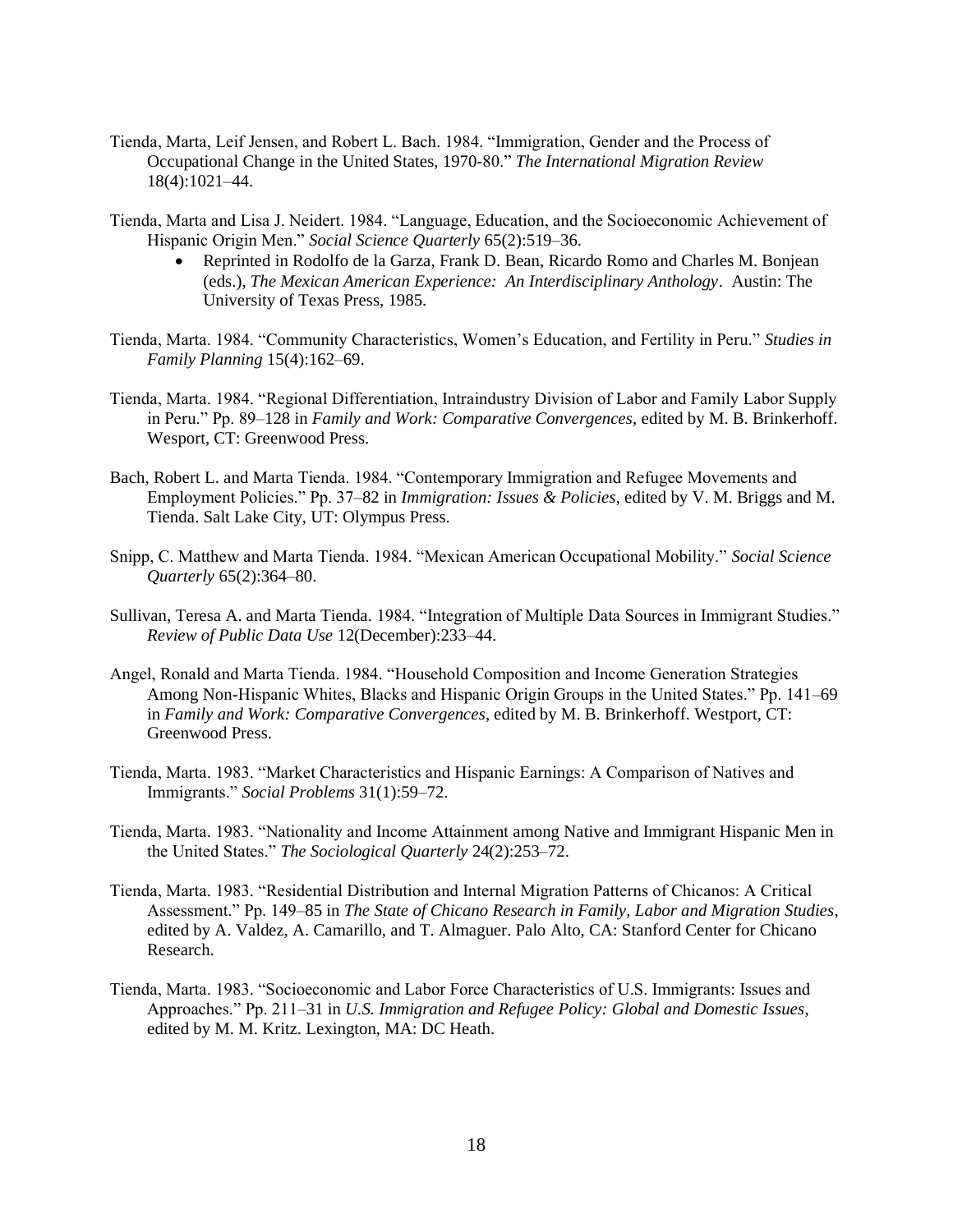Tienda, Marta, Leif Jensen, and Robert L. Bach. 1984. "Immigration, Gender and the Process of Occupational Change in the United States, 1970-80." *The International Migration Review* 18(4):1021–44.

Tienda, Marta and Lisa J. Neidert. 1984. "Language, Education, and the Socioeconomic Achievement of Hispanic Origin Men." *Social Science Quarterly* 65(2):519–36.

- Reprinted in Rodolfo de la Garza, Frank D. Bean, Ricardo Romo and Charles M. Bonjean (eds.), *The Mexican American Experience: An Interdisciplinary Anthology*. Austin: The University of Texas Press, 1985.

Tienda, Marta. 1984. "Community Characteristics, Women's Education, and Fertility in Peru." *Studies in Family Planning* 15(4):162–69.

Tienda, Marta. 1984. "Regional Differentiation, Intraindustry Division of Labor and Family Labor Supply in Peru." Pp. 89–128 in *Family and Work: Comparative Convergences*, edited by M. B. Brinkerhoff. Wesport, CT: Greenwood Press.

Bach, Robert L. and Marta Tienda. 1984. "Contemporary Immigration and Refugee Movements and Employment Policies." Pp. 37–82 in *Immigration: Issues & Policies*, edited by V. M. Briggs and M. Tienda. Salt Lake City, UT: Olympus Press.

Snipp, C. Matthew and Marta Tienda. 1984. "Mexican American Occupational Mobility." *Social Science Quarterly* 65(2):364–80.

Sullivan, Teresa A. and Marta Tienda. 1984. "Integration of Multiple Data Sources in Immigrant Studies." *Review of Public Data Use* 12(December):233–44.

Angel, Ronald and Marta Tienda. 1984. "Household Composition and Income Generation Strategies Among Non-Hispanic Whites, Blacks and Hispanic Origin Groups in the United States." Pp. 141–69 in *Family and Work: Comparative Convergences*, edited by M. B. Brinkerhoff. Westport, CT: Greenwood Press.

Tienda, Marta. 1983. "Market Characteristics and Hispanic Earnings: A Comparison of Natives and Immigrants." *Social Problems* 31(1):59–72.

Tienda, Marta. 1983. "Nationality and Income Attainment among Native and Immigrant Hispanic Men in the United States." *The Sociological Quarterly* 24(2):253–72.

Tienda, Marta. 1983. "Residential Distribution and Internal Migration Patterns of Chicanos: A Critical Assessment." Pp. 149–85 in *The State of Chicano Research in Family, Labor and Migration Studies*, edited by A. Valdez, A. Camarillo, and T. Almaguer. Palo Alto, CA: Stanford Center for Chicano Research.

Tienda, Marta. 1983. "Socioeconomic and Labor Force Characteristics of U.S. Immigrants: Issues and Approaches." Pp. 211–31 in *U.S. Immigration and Refugee Policy: Global and Domestic Issues*, edited by M. M. Kritz. Lexington, MA: DC Heath.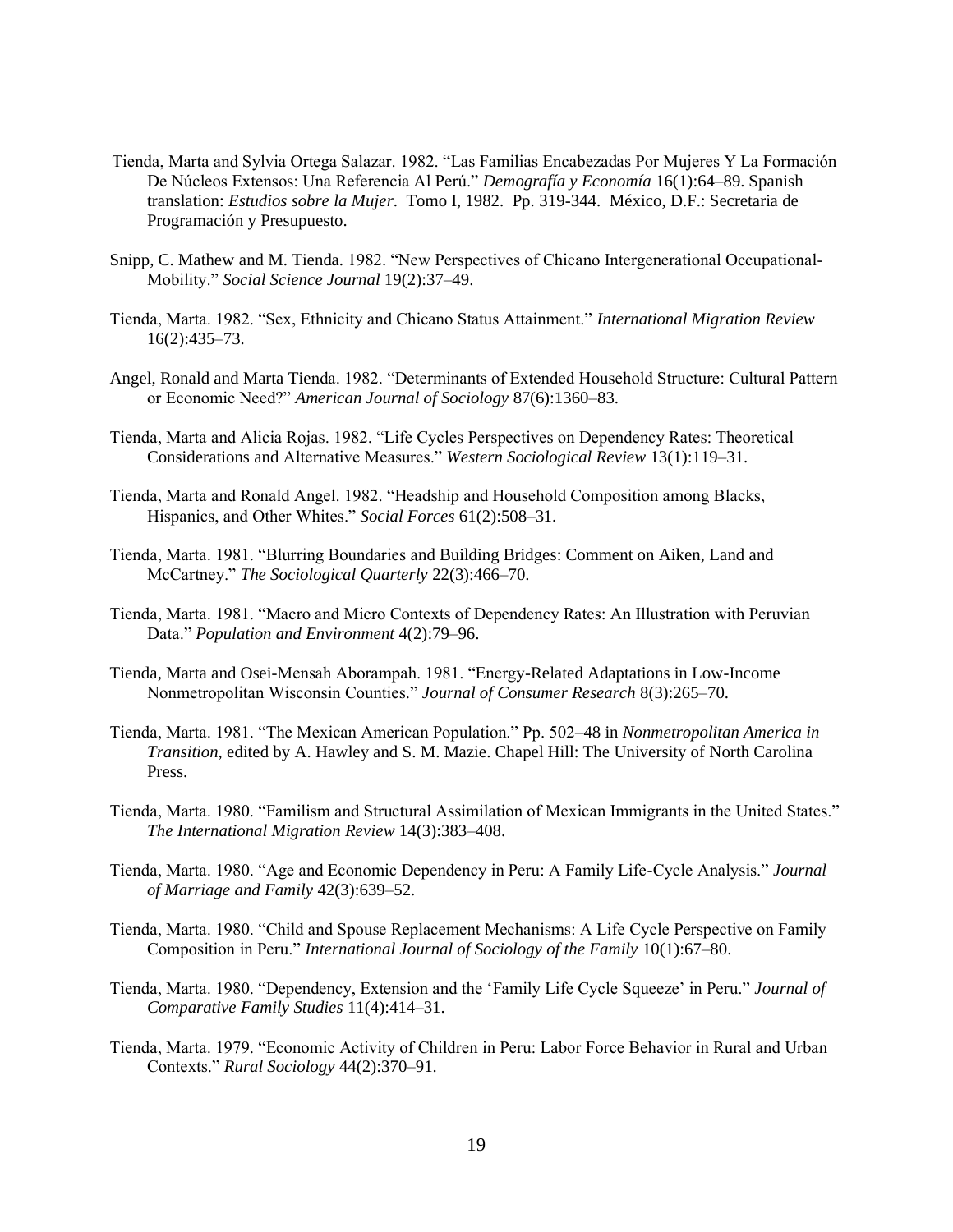Tienda, Marta and Sylvia Ortega Salazar. 1982. "Las Familias Encabezadas Por Mujeres Y La Formación De Núcleos Extensos: Una Referencia Al Perú." *Demografía y Economía* 16(1):64–89. Spanish translation: *Estudios sobre la Mujer*. Tomo I, 1982. Pp. 319-344. México, D.F.: Secretaria de Programación y Presupuesto.

Snipp, C. Mathew and M. Tienda. 1982. "New Perspectives of Chicano Intergenerational Occupational-Mobility." *Social Science Journal* 19(2):37–49.

Tienda, Marta. 1982. "Sex, Ethnicity and Chicano Status Attainment." *International Migration Review* 16(2):435–73.

Angel, Ronald and Marta Tienda. 1982. "Determinants of Extended Household Structure: Cultural Pattern or Economic Need?" *American Journal of Sociology* 87(6):1360–83.

Tienda, Marta and Alicia Rojas. 1982. "Life Cycles Perspectives on Dependency Rates: Theoretical Considerations and Alternative Measures." *Western Sociological Review* 13(1):119–31.

Tienda, Marta and Ronald Angel. 1982. "Headship and Household Composition among Blacks, Hispanics, and Other Whites." *Social Forces* 61(2):508–31.

Tienda, Marta. 1981. "Blurring Boundaries and Building Bridges: Comment on Aiken, Land and McCartney." *The Sociological Quarterly* 22(3):466–70.

Tienda, Marta. 1981. "Macro and Micro Contexts of Dependency Rates: An Illustration with Peruvian Data." *Population and Environment* 4(2):79–96.

Tienda, Marta and Osei-Mensah Aborampah. 1981. "Energy-Related Adaptations in Low-Income Nonmetropolitan Wisconsin Counties." *Journal of Consumer Research* 8(3):265–70.

Tienda, Marta. 1981. "The Mexican American Population." Pp. 502–48 in *Nonmetropolitan America in Transition*, edited by A. Hawley and S. M. Mazie. Chapel Hill: The University of North Carolina Press.

Tienda, Marta. 1980. "Familism and Structural Assimilation of Mexican Immigrants in the United States." *The International Migration Review* 14(3):383–408.

Tienda, Marta. 1980. "Age and Economic Dependency in Peru: A Family Life-Cycle Analysis." *Journal of Marriage and Family* 42(3):639–52.

Tienda, Marta. 1980. "Child and Spouse Replacement Mechanisms: A Life Cycle Perspective on Family Composition in Peru." *International Journal of Sociology of the Family* 10(1):67–80.

Tienda, Marta. 1980. "Dependency, Extension and the 'Family Life Cycle Squeeze' in Peru." *Journal of Comparative Family Studies* 11(4):414–31.

Tienda, Marta. 1979. "Economic Activity of Children in Peru: Labor Force Behavior in Rural and Urban Contexts." *Rural Sociology* 44(2):370–91.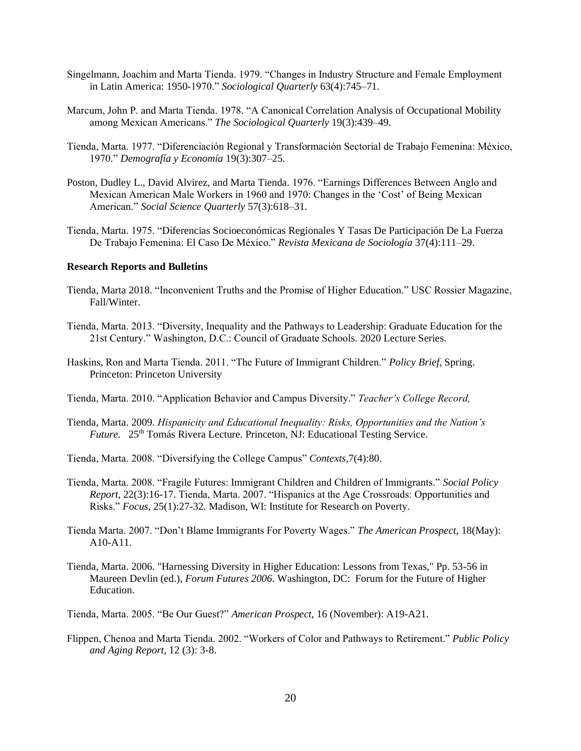Singelmann, Joachim and Marta Tienda. 1979. "Changes in Industry Structure and Female Employment in Latin America: 1950-1970." *Sociological Quarterly* 63(4):745–71.

Marcum, John P. and Marta Tienda. 1978. "A Canonical Correlation Analysis of Occupational Mobility among Mexican Americans." *The Sociological Quarterly* 19(3):439–49.

Tienda, Marta. 1977. "Diferenciación Regional y Transformación Sectorial de Trabajo Femenina: México, 1970." *Demografía y Economía* 19(3):307–25.

Poston, Dudley L., David Alvirez, and Marta Tienda. 1976. "Earnings Differences Between Anglo and Mexican American Male Workers in 1960 and 1970: Changes in the 'Cost' of Being Mexican American." *Social Science Quarterly* 57(3):618–31.

Tienda, Marta. 1975. "Diferencias Socioeconómicas Regionales Y Tasas De Participación De La Fuerza De Trabajo Femenina: El Caso De México." *Revista Mexicana de Sociología* 37(4):111–29.

**Research Reports and Bulletins**

Tienda, Marta 2018. "Inconvenient Truths and the Promise of Higher Education." USC Rossier Magazine, Fall/Winter.

Tienda, Marta. 2013. "Diversity, Inequality and the Pathways to Leadership: Graduate Education for the 21st Century." Washington, D.C.: Council of Graduate Schools. 2020 Lecture Series.

Haskins, Ron and Marta Tienda. 2011. "The Future of Immigrant Children." *Policy Brief*, Spring. Princeton: Princeton University

Tienda, Marta. 2010. "Application Behavior and Campus Diversity." *Teacher's College Record,*

Tienda, Marta. 2009. *Hispanicity and Educational Inequality: Risks, Opportunities and the Nation's Future*. 25th Tomás Rivera Lecture. Princeton, NJ: Educational Testing Service.

Tienda, Marta. 2008. "Diversifying the College Campus" *Contexts*,7(4):80.

Tienda, Marta. 2008. "Fragile Futures: Immigrant Children and Children of Immigrants." *Social Policy Report*, 22(3):16-17. Tienda, Marta. 2007. "Hispanics at the Age Crossroads: Opportunities and Risks." *Focus*, 25(1):27-32. Madison, WI: Institute for Research on Poverty.

Tienda Marta. 2007. "Don't Blame Immigrants For Poverty Wages." *The American Prospect*, 18(May): A10-A11.

Tienda, Marta. 2006. "Harnessing Diversity in Higher Education: Lessons from Texas," Pp. 53-56 in Maureen Devlin (ed.), *Forum Futures 2006*. Washington, DC: Forum for the Future of Higher Education.

Tienda, Marta. 2005. "Be Our Guest?" *American Prospect*, 16 (November): A19-A21.

Flippen, Chenoa and Marta Tienda. 2002. "Workers of Color and Pathways to Retirement." *Public Policy and Aging Report*, 12 (3): 3-8.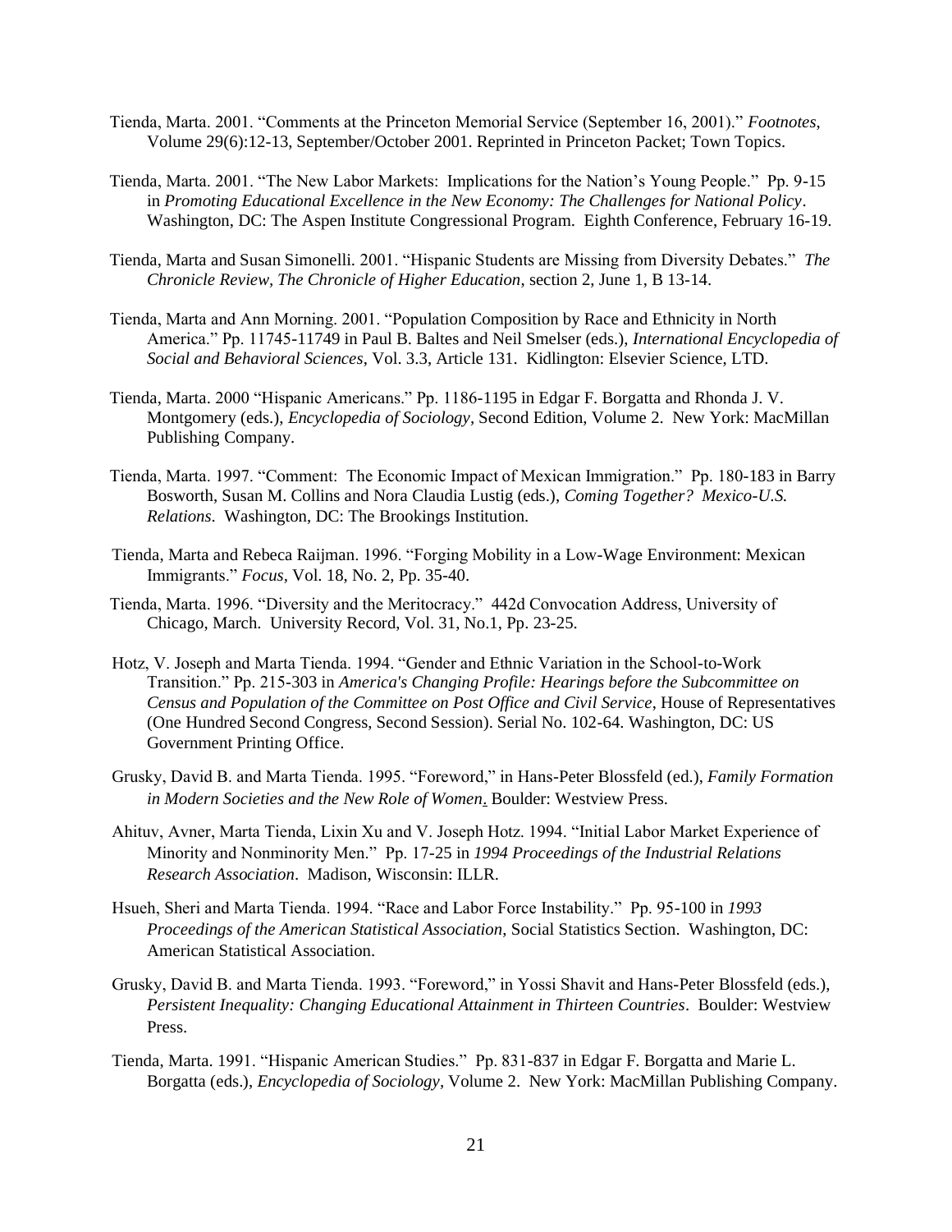Tienda, Marta. 2001. "Comments at the Princeton Memorial Service (September 16, 2001)." *Footnotes*, Volume 29(6):12-13, September/October 2001. Reprinted in Princeton Packet; Town Topics.

Tienda, Marta. 2001. "The New Labor Markets: Implications for the Nation's Young People." Pp. 9-15 in *Promoting Educational Excellence in the New Economy: The Challenges for National Policy*. Washington, DC: The Aspen Institute Congressional Program. Eighth Conference, February 16-19.

Tienda, Marta and Susan Simonelli. 2001. "Hispanic Students are Missing from Diversity Debates." *The Chronicle Review, The Chronicle of Higher Education*, section 2, June 1, B 13-14.

Tienda, Marta and Ann Morning. 2001. "Population Composition by Race and Ethnicity in North America." Pp. 11745-11749 in Paul B. Baltes and Neil Smelser (eds.), *International Encyclopedia of Social and Behavioral Sciences*, Vol. 3.3, Article 131. Kidlington: Elsevier Science, LTD.

Tienda, Marta. 2000 "Hispanic Americans." Pp. 1186-1195 in Edgar F. Borgatta and Rhonda J. V. Montgomery (eds.), *Encyclopedia of Sociology*, Second Edition, Volume 2. New York: MacMillan Publishing Company.

Tienda, Marta. 1997. "Comment: The Economic Impact of Mexican Immigration." Pp. 180-183 in Barry Bosworth, Susan M. Collins and Nora Claudia Lustig (eds.), *Coming Together? Mexico-U.S. Relations*. Washington, DC: The Brookings Institution.

Tienda, Marta and Rebeca Raijman. 1996. "Forging Mobility in a Low-Wage Environment: Mexican Immigrants." *Focus*, Vol. 18, No. 2, Pp. 35-40.

Tienda, Marta. 1996. "Diversity and the Meritocracy." 442d Convocation Address, University of Chicago, March. University Record, Vol. 31, No.1, Pp. 23-25.

Hotz, V. Joseph and Marta Tienda. 1994. "Gender and Ethnic Variation in the School-to-Work Transition." Pp. 215-303 in *America's Changing Profile: Hearings before the Subcommittee on Census and Population of the Committee on Post Office and Civil Service*, House of Representatives (One Hundred Second Congress, Second Session). Serial No. 102-64. Washington, DC: US Government Printing Office.

Grusky, David B. and Marta Tienda. 1995. "Foreword," in Hans-Peter Blossfeld (ed.), *Family Formation in Modern Societies and the New Role of Women*. Boulder: Westview Press.

Ahituv, Avner, Marta Tienda, Lixin Xu and V. Joseph Hotz. 1994. "Initial Labor Market Experience of Minority and Nonminority Men." Pp. 17-25 in *1994 Proceedings of the Industrial Relations Research Association*. Madison, Wisconsin: ILLR.

Hsueh, Sheri and Marta Tienda. 1994. "Race and Labor Force Instability." Pp. 95-100 in *1993 Proceedings of the American Statistical Association*, Social Statistics Section. Washington, DC: American Statistical Association.

Grusky, David B. and Marta Tienda. 1993. "Foreword," in Yossi Shavit and Hans-Peter Blossfeld (eds.), *Persistent Inequality: Changing Educational Attainment in Thirteen Countries*. Boulder: Westview Press.

Tienda, Marta. 1991. "Hispanic American Studies." Pp. 831-837 in Edgar F. Borgatta and Marie L. Borgatta (eds.), *Encyclopedia of Sociology*, Volume 2. New York: MacMillan Publishing Company.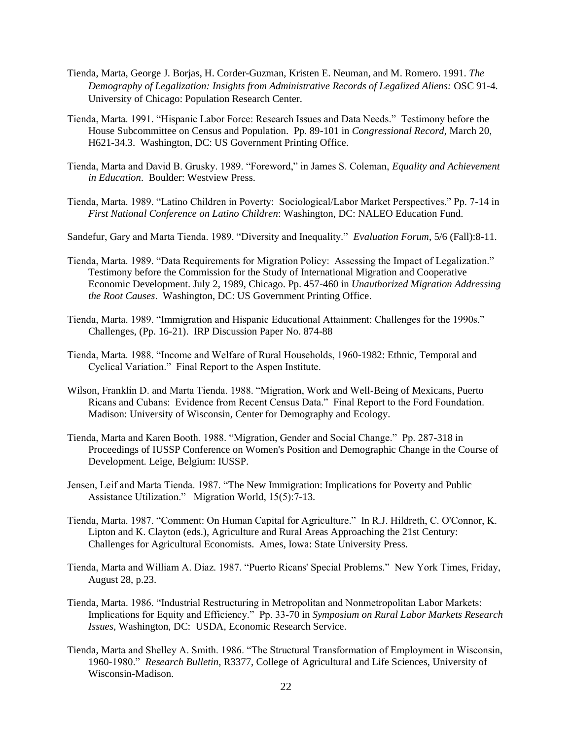Tienda, Marta, George J. Borjas, H. Corder-Guzman, Kristen E. Neuman, and M. Romero. 1991. *The Demography of Legalization: Insights from Administrative Records of Legalized Aliens:* OSC 91-4. University of Chicago: Population Research Center.

Tienda, Marta. 1991. "Hispanic Labor Force: Research Issues and Data Needs." Testimony before the House Subcommittee on Census and Population. Pp. 89-101 in *Congressional Record*, March 20, H621-34.3. Washington, DC: US Government Printing Office.

Tienda, Marta and David B. Grusky. 1989. "Foreword," in James S. Coleman, *Equality and Achievement in Education*. Boulder: Westview Press.

Tienda, Marta. 1989. "Latino Children in Poverty: Sociological/Labor Market Perspectives." Pp. 7-14 in *First National Conference on Latino Children*: Washington, DC: NALEO Education Fund.

Sandefur, Gary and Marta Tienda. 1989. "Diversity and Inequality." *Evaluation Forum*, 5/6 (Fall):8-11.

Tienda, Marta. 1989. "Data Requirements for Migration Policy: Assessing the Impact of Legalization." Testimony before the Commission for the Study of International Migration and Cooperative Economic Development. July 2, 1989, Chicago. Pp. 457-460 in *Unauthorized Migration Addressing the Root Causes*. Washington, DC: US Government Printing Office.

Tienda, Marta. 1989. "Immigration and Hispanic Educational Attainment: Challenges for the 1990s." Challenges, (Pp. 16-21). IRP Discussion Paper No. 874-88

Tienda, Marta. 1988. "Income and Welfare of Rural Households, 1960-1982: Ethnic, Temporal and Cyclical Variation." Final Report to the Aspen Institute.

Wilson, Franklin D. and Marta Tienda. 1988. "Migration, Work and Well-Being of Mexicans, Puerto Ricans and Cubans: Evidence from Recent Census Data." Final Report to the Ford Foundation. Madison: University of Wisconsin, Center for Demography and Ecology.

Tienda, Marta and Karen Booth. 1988. "Migration, Gender and Social Change." Pp. 287-318 in Proceedings of IUSSP Conference on Women's Position and Demographic Change in the Course of Development. Leige, Belgium: IUSSP.

Jensen, Leif and Marta Tienda. 1987. "The New Immigration: Implications for Poverty and Public Assistance Utilization." Migration World, 15(5):7-13.

Tienda, Marta. 1987. "Comment: On Human Capital for Agriculture." In R.J. Hildreth, C. O'Connor, K. Lipton and K. Clayton (eds.), Agriculture and Rural Areas Approaching the 21st Century: Challenges for Agricultural Economists. Ames, Iowa: State University Press.

Tienda, Marta and William A. Diaz. 1987. "Puerto Ricans' Special Problems." New York Times, Friday, August 28, p.23.

Tienda, Marta. 1986. "Industrial Restructuring in Metropolitan and Nonmetropolitan Labor Markets: Implications for Equity and Efficiency." Pp. 33-70 in *Symposium on Rural Labor Markets Research Issues*, Washington, DC: USDA, Economic Research Service.

Tienda, Marta and Shelley A. Smith. 1986. "The Structural Transformation of Employment in Wisconsin, 1960-1980." *Research Bulletin*, R3377, College of Agricultural and Life Sciences, University of Wisconsin-Madison.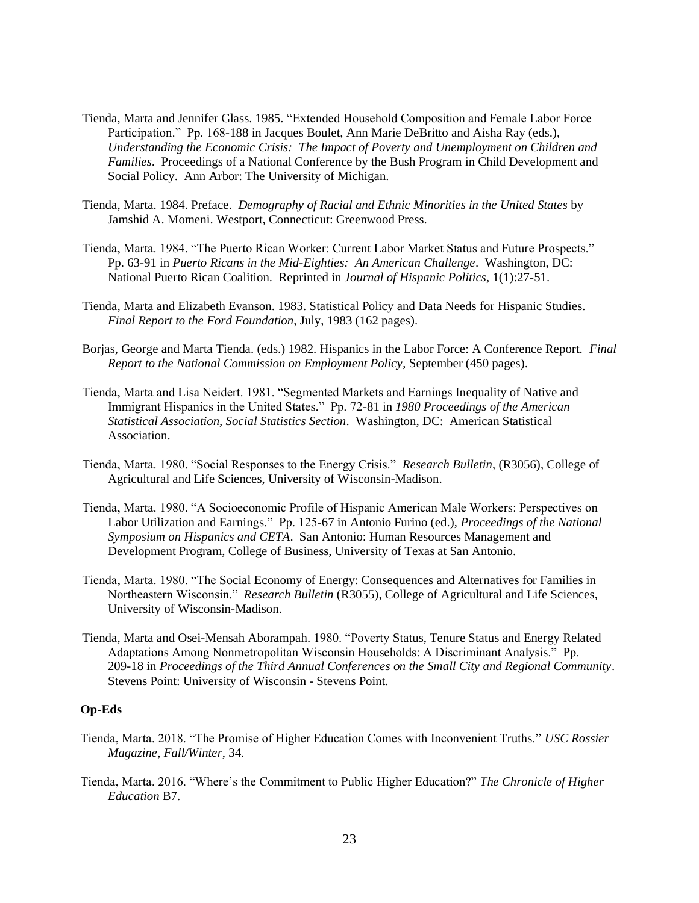Tienda, Marta and Jennifer Glass. 1985. "Extended Household Composition and Female Labor Force Participation." Pp. 168-188 in Jacques Boulet, Ann Marie DeBritto and Aisha Ray (eds.), *Understanding the Economic Crisis: The Impact of Poverty and Unemployment on Children and Families*. Proceedings of a National Conference by the Bush Program in Child Development and Social Policy. Ann Arbor: The University of Michigan.

Tienda, Marta. 1984. Preface. *Demography of Racial and Ethnic Minorities in the United States* by Jamshid A. Momeni. Westport, Connecticut: Greenwood Press.

Tienda, Marta. 1984. "The Puerto Rican Worker: Current Labor Market Status and Future Prospects." Pp. 63-91 in *Puerto Ricans in the Mid-Eighties: An American Challenge*. Washington, DC: National Puerto Rican Coalition. Reprinted in *Journal of Hispanic Politics*, 1(1):27-51.

Tienda, Marta and Elizabeth Evanson. 1983. Statistical Policy and Data Needs for Hispanic Studies. *Final Report to the Ford Foundation*, July, 1983 (162 pages).

Borjas, George and Marta Tienda. (eds.) 1982. Hispanics in the Labor Force: A Conference Report. *Final Report to the National Commission on Employment Policy*, September (450 pages).

Tienda, Marta and Lisa Neidert. 1981. "Segmented Markets and Earnings Inequality of Native and Immigrant Hispanics in the United States." Pp. 72-81 in *1980 Proceedings of the American Statistical Association, Social Statistics Section*. Washington, DC: American Statistical Association.

Tienda, Marta. 1980. "Social Responses to the Energy Crisis." *Research Bulletin*, (R3056), College of Agricultural and Life Sciences, University of Wisconsin-Madison.

Tienda, Marta. 1980. "A Socioeconomic Profile of Hispanic American Male Workers: Perspectives on Labor Utilization and Earnings." Pp. 125-67 in Antonio Furino (ed.), *Proceedings of the National Symposium on Hispanics and CETA*. San Antonio: Human Resources Management and Development Program, College of Business, University of Texas at San Antonio.

Tienda, Marta. 1980. "The Social Economy of Energy: Consequences and Alternatives for Families in Northeastern Wisconsin." *Research Bulletin* (R3055), College of Agricultural and Life Sciences, University of Wisconsin-Madison.

Tienda, Marta and Osei-Mensah Aborampah. 1980. "Poverty Status, Tenure Status and Energy Related Adaptations Among Nonmetropolitan Wisconsin Households: A Discriminant Analysis." Pp. 209-18 in *Proceedings of the Third Annual Conferences on the Small City and Regional Community*. Stevens Point: University of Wisconsin - Stevens Point.

**Op-Eds**

Tienda, Marta. 2018. "The Promise of Higher Education Comes with Inconvenient Truths." *USC Rossier Magazine, Fall/Winter*, 34.

Tienda, Marta. 2016. "Where's the Commitment to Public Higher Education?" *The Chronicle of Higher Education* B7.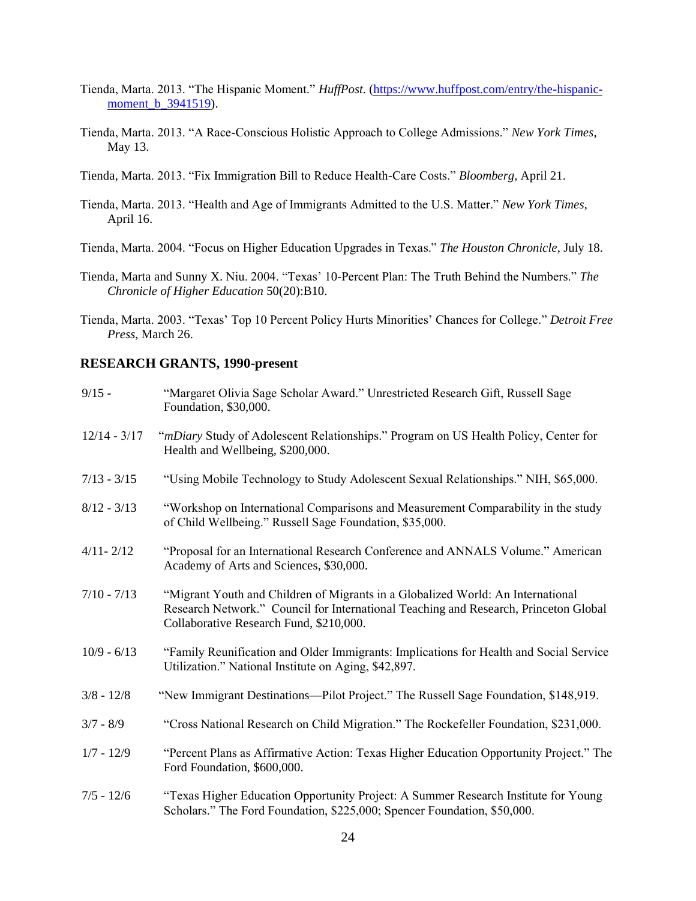Tienda, Marta. 2013. "The Hispanic Moment." *HuffPost*. ([https://www.huffpost.com/entry/the-hispanic-moment_b_3941519](https://www.huffpost.com/entry/the-hispanic-moment_b_3941519)).

Tienda, Marta. 2013. "A Race-Conscious Holistic Approach to College Admissions." *New York Times*, May 13.

Tienda, Marta. 2013. "Fix Immigration Bill to Reduce Health-Care Costs." *Bloomberg*, April 21.

Tienda, Marta. 2013. "Health and Age of Immigrants Admitted to the U.S. Matter." *New York Times*, April 16.

Tienda, Marta. 2004. "Focus on Higher Education Upgrades in Texas." *The Houston Chronicle*, July 18.

Tienda, Marta and Sunny X. Niu. 2004. "Texas' 10-Percent Plan: The Truth Behind the Numbers." *The Chronicle of Higher Education* 50(20):B10.

Tienda, Marta. 2003. "Texas' Top 10 Percent Policy Hurts Minorities' Chances for College." *Detroit Free Press*, March 26.

## RESEARCH GRANTS, 1990-present

9/15 - "Margaret Olivia Sage Scholar Award." Unrestricted Research Gift, Russell Sage Foundation, $30,000.

12/14 - 3/17 "*mDiary* Study of Adolescent Relationships." Program on US Health Policy, Center for Health and Wellbeing, $200,000.

7/13 - 3/15 "Using Mobile Technology to Study Adolescent Sexual Relationships." NIH, $65,000.

8/12 - 3/13 "Workshop on International Comparisons and Measurement Comparability in the study of Child Wellbeing." Russell Sage Foundation, $35,000.

4/11- 2/12 "Proposal for an International Research Conference and ANNALS Volume." American Academy of Arts and Sciences, $30,000.

7/10 - 7/13 "Migrant Youth and Children of Migrants in a Globalized World: An International Research Network." Council for International Teaching and Research, Princeton Global Collaborative Research Fund, $210,000.

10/9 - 6/13 "Family Reunification and Older Immigrants: Implications for Health and Social Service Utilization." National Institute on Aging, $42,897.

3/8 - 12/8 "New Immigrant Destinations—Pilot Project." The Russell Sage Foundation, $148,919.

3/7 - 8/9 "Cross National Research on Child Migration." The Rockefeller Foundation, $231,000.

1/7 - 12/9 "Percent Plans as Affirmative Action: Texas Higher Education Opportunity Project." The Ford Foundation, $600,000.

7/5 - 12/6 "Texas Higher Education Opportunity Project: A Summer Research Institute for Young Scholars." The Ford Foundation, $225,000; Spencer Foundation, $50,000.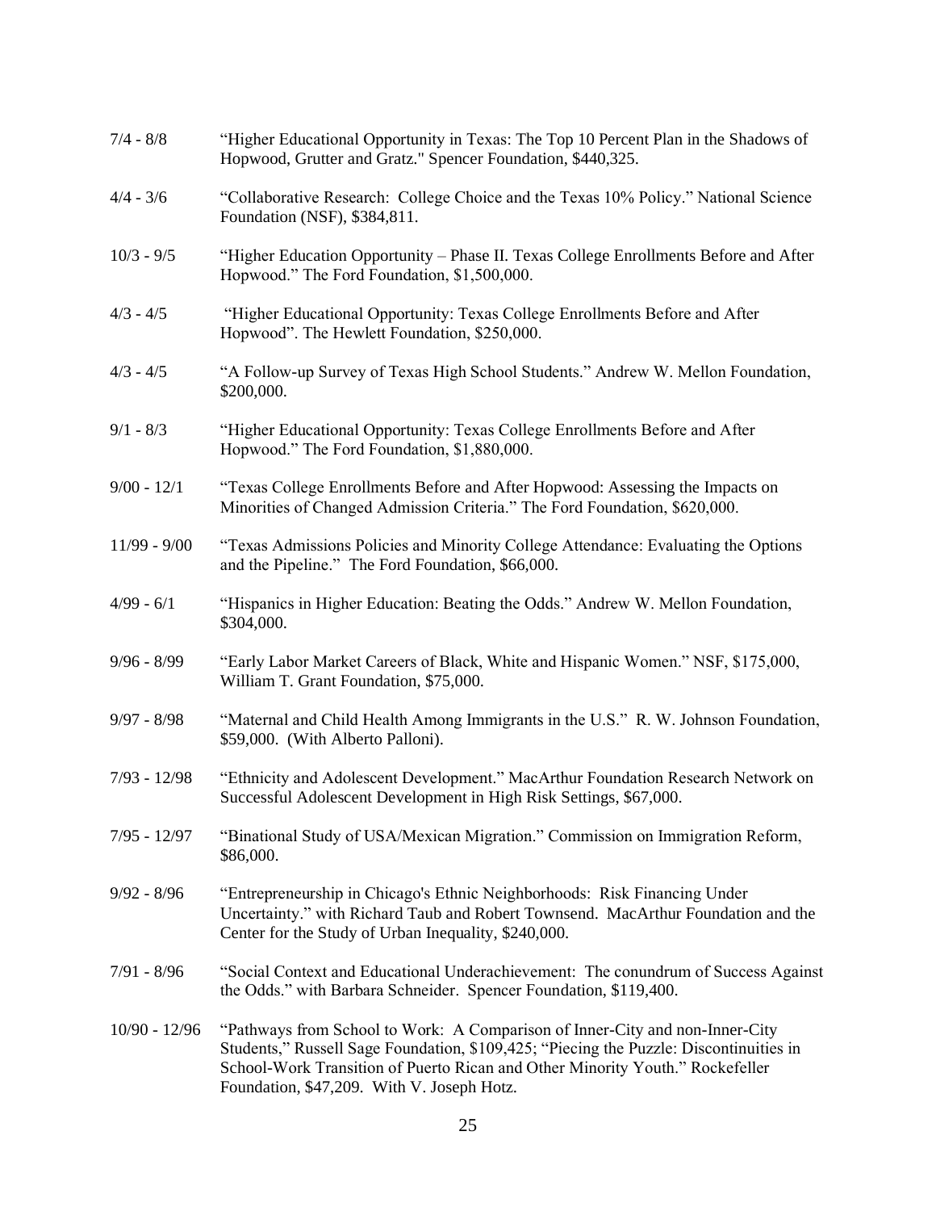7/4 - 8/8 “Higher Educational Opportunity in Texas: The Top 10 Percent Plan in the Shadows of Hopwood, Grutter and Gratz." Spencer Foundation, $440,325.

4/4 - 3/6 “Collaborative Research: College Choice and the Texas 10% Policy.” National Science Foundation (NSF), $384,811.

10/3 - 9/5 “Higher Education Opportunity – Phase II. Texas College Enrollments Before and After Hopwood.” The Ford Foundation, $1,500,000.

4/3 - 4/5 “Higher Educational Opportunity: Texas College Enrollments Before and After Hopwood”. The Hewlett Foundation, $250,000.

4/3 - 4/5 “A Follow-up Survey of Texas High School Students.” Andrew W. Mellon Foundation, $200,000.

9/1 - 8/3 “Higher Educational Opportunity: Texas College Enrollments Before and After Hopwood.” The Ford Foundation, $1,880,000.

9/00 - 12/1 “Texas College Enrollments Before and After Hopwood: Assessing the Impacts on Minorities of Changed Admission Criteria.” The Ford Foundation, $620,000.

11/99 - 9/00 “Texas Admissions Policies and Minority College Attendance: Evaluating the Options and the Pipeline.” The Ford Foundation, $66,000.

4/99 - 6/1 “Hispanics in Higher Education: Beating the Odds.” Andrew W. Mellon Foundation, $304,000.

9/96 - 8/99 “Early Labor Market Careers of Black, White and Hispanic Women.” NSF, $175,000, William T. Grant Foundation, $75,000.

9/97 - 8/98 “Maternal and Child Health Among Immigrants in the U.S.” R. W. Johnson Foundation, $59,000. (With Alberto Palloni).

7/93 - 12/98 “Ethnicity and Adolescent Development.” MacArthur Foundation Research Network on Successful Adolescent Development in High Risk Settings, $67,000.

7/95 - 12/97 “Binational Study of USA/Mexican Migration.” Commission on Immigration Reform, $86,000.

9/92 - 8/96 “Entrepreneurship in Chicago's Ethnic Neighborhoods: Risk Financing Under Uncertainty.” with Richard Taub and Robert Townsend. MacArthur Foundation and the Center for the Study of Urban Inequality, $240,000.

7/91 - 8/96 “Social Context and Educational Underachievement: The conundrum of Success Against the Odds.” with Barbara Schneider. Spencer Foundation, $119,400.

10/90 - 12/96 “Pathways from School to Work: A Comparison of Inner-City and non-Inner-City Students,” Russell Sage Foundation, $109,425; “Piecing the Puzzle: Discontinuities in School-Work Transition of Puerto Rican and Other Minority Youth.” Rockefeller Foundation, $47,209. With V. Joseph Hotz.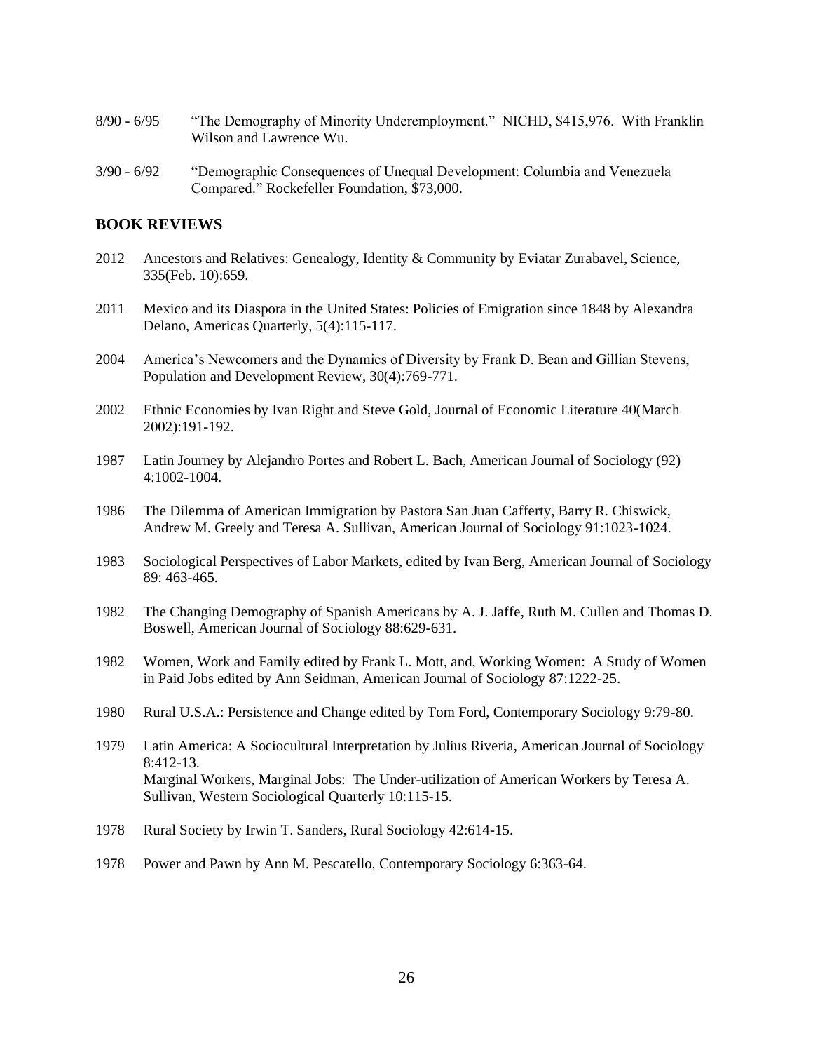8/90 - 6/95 "The Demography of Minority Underemployment." NICHD, $415,976. With Franklin Wilson and Lawrence Wu.

3/90 - 6/92 "Demographic Consequences of Unequal Development: Columbia and Venezuela Compared." Rockefeller Foundation, $73,000.

## BOOK REVIEWS

2012 Ancestors and Relatives: Genealogy, Identity & Community by Eviatar Zurabavel, Science, 335(Feb. 10):659.

2011 Mexico and its Diaspora in the United States: Policies of Emigration since 1848 by Alexandra Delano, Americas Quarterly, 5(4):115-117.

2004 America's Newcomers and the Dynamics of Diversity by Frank D. Bean and Gillian Stevens, Population and Development Review, 30(4):769-771.

2002 Ethnic Economies by Ivan Right and Steve Gold, Journal of Economic Literature 40(March 2002):191-192.

1987 Latin Journey by Alejandro Portes and Robert L. Bach, American Journal of Sociology (92) 4:1002-1004.

1986 The Dilemma of American Immigration by Pastora San Juan Cafferty, Barry R. Chiswick, Andrew M. Greely and Teresa A. Sullivan, American Journal of Sociology 91:1023-1024.

1983 Sociological Perspectives of Labor Markets, edited by Ivan Berg, American Journal of Sociology 89: 463-465.

1982 The Changing Demography of Spanish Americans by A. J. Jaffe, Ruth M. Cullen and Thomas D. Boswell, American Journal of Sociology 88:629-631.

1982 Women, Work and Family edited by Frank L. Mott, and, Working Women: A Study of Women in Paid Jobs edited by Ann Seidman, American Journal of Sociology 87:1222-25.

1980 Rural U.S.A.: Persistence and Change edited by Tom Ford, Contemporary Sociology 9:79-80.

1979 Latin America: A Sociocultural Interpretation by Julius Riveria, American Journal of Sociology 8:412-13.
Marginal Workers, Marginal Jobs: The Under-utilization of American Workers by Teresa A. Sullivan, Western Sociological Quarterly 10:115-15.

1978 Rural Society by Irwin T. Sanders, Rural Sociology 42:614-15.

1978 Power and Pawn by Ann M. Pescatello, Contemporary Sociology 6:363-64.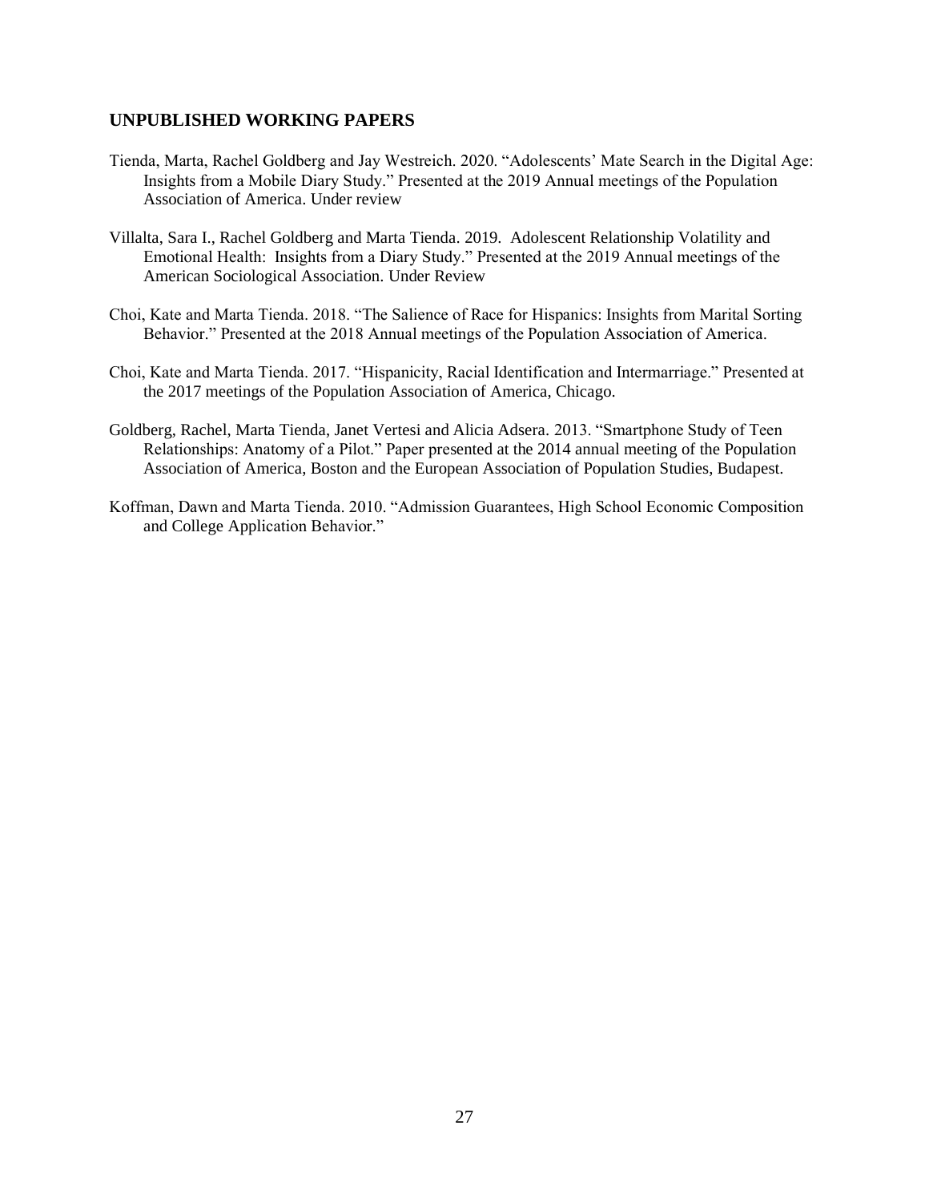## UNPUBLISHED WORKING PAPERS

Tienda, Marta, Rachel Goldberg and Jay Westreich. 2020. "Adolescents' Mate Search in the Digital Age: Insights from a Mobile Diary Study." Presented at the 2019 Annual meetings of the Population Association of America. Under review

Villalta, Sara I., Rachel Goldberg and Marta Tienda. 2019. Adolescent Relationship Volatility and Emotional Health: Insights from a Diary Study." Presented at the 2019 Annual meetings of the American Sociological Association. Under Review

Choi, Kate and Marta Tienda. 2018. "The Salience of Race for Hispanics: Insights from Marital Sorting Behavior." Presented at the 2018 Annual meetings of the Population Association of America.

Choi, Kate and Marta Tienda. 2017. "Hispanicity, Racial Identification and Intermarriage." Presented at the 2017 meetings of the Population Association of America, Chicago.

Goldberg, Rachel, Marta Tienda, Janet Vertesi and Alicia Adsera. 2013. "Smartphone Study of Teen Relationships: Anatomy of a Pilot." Paper presented at the 2014 annual meeting of the Population Association of America, Boston and the European Association of Population Studies, Budapest.

Koffman, Dawn and Marta Tienda. 2010. "Admission Guarantees, High School Economic Composition and College Application Behavior."